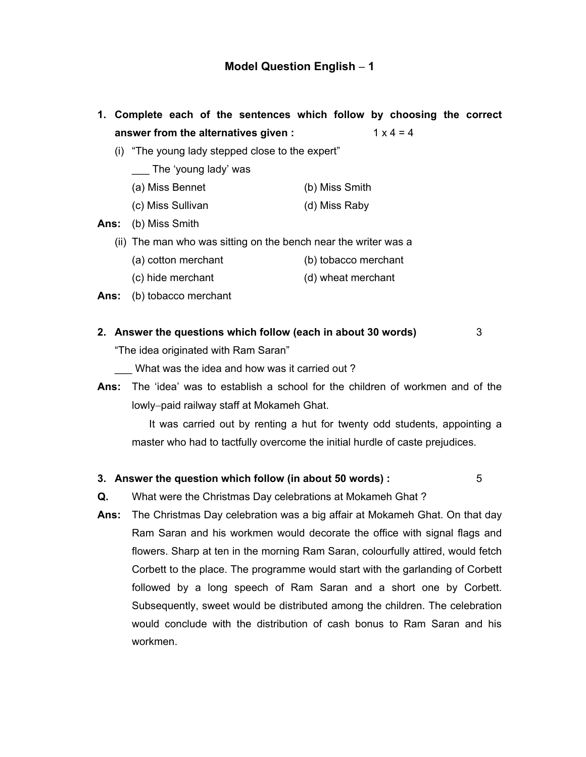# Model Question English – 1

**1. Complete each of the sentences which follow by choosing the correct answer from the alternatives given :** 1 x 4 = 4

(i) "The young lady stepped close to the expert"

___ The 'young lady' was

(a) Miss Bennet (b) Miss Smith

(c) Miss Sullivan (d) Miss Raby

**Ans:** (b) Miss Smith

(ii) The man who was sitting on the bench near the writer was a

(a) cotton merchant (b) tobacco merchant

(c) hide merchant (d) wheat merchant

**Ans:** (b) tobacco merchant

**2. Answer the questions which follow (each in about 30 words)** 3

"The idea originated with Ram Saran"

___ What was the idea and how was it carried out ?

**Ans:** The 'idea' was to establish a school for the children of workmen and of the lowly–paid railway staff at Mokameh Ghat.

It was carried out by renting a hut for twenty odd students, appointing a master who had to tactfully overcome the initial hurdle of caste prejudices.

**3. Answer the question which follow (in about 50 words) :** 5

**Q.** What were the Christmas Day celebrations at Mokameh Ghat ?

**Ans:** The Christmas Day celebration was a big affair at Mokameh Ghat. On that day Ram Saran and his workmen would decorate the office with signal flags and flowers. Sharp at ten in the morning Ram Saran, colourfully attired, would fetch Corbett to the place. The programme would start with the garlanding of Corbett followed by a long speech of Ram Saran and a short one by Corbett. Subsequently, sweet would be distributed among the children. The celebration would conclude with the distribution of cash bonus to Ram Saran and his workmen.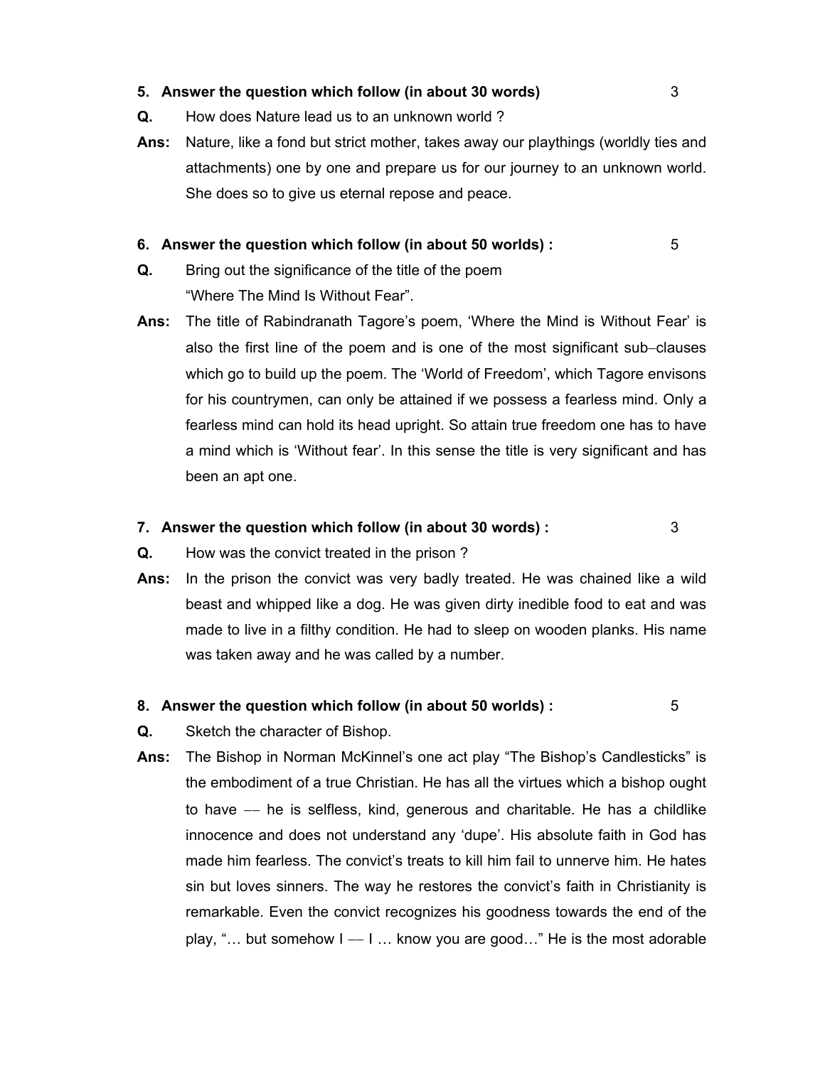**5. Answer the question which follow (in about 30 words)** 3

**Q.** How does Nature lead us to an unknown world ?

**Ans:** Nature, like a fond but strict mother, takes away our playthings (worldly ties and attachments) one by one and prepare us for our journey to an unknown world. She does so to give us eternal repose and peace.

**6. Answer the question which follow (in about 50 worlds) :** 5

**Q.** Bring out the significance of the title of the poem "Where The Mind Is Without Fear".

**Ans:** The title of Rabindranath Tagore's poem, 'Where the Mind is Without Fear' is also the first line of the poem and is one of the most significant sub–clauses which go to build up the poem. The 'World of Freedom', which Tagore envisons for his countrymen, can only be attained if we possess a fearless mind. Only a fearless mind can hold its head upright. So attain true freedom one has to have a mind which is 'Without fear'. In this sense the title is very significant and has been an apt one.

**7. Answer the question which follow (in about 30 words) :** 3

**Q.** How was the convict treated in the prison ?

**Ans:** In the prison the convict was very badly treated. He was chained like a wild beast and whipped like a dog. He was given dirty inedible food to eat and was made to live in a filthy condition. He had to sleep on wooden planks. His name was taken away and he was called by a number.

**8. Answer the question which follow (in about 50 worlds) :** 5

**Q.** Sketch the character of Bishop.

**Ans:** The Bishop in Norman McKinnel's one act play "The Bishop's Candlesticks" is the embodiment of a true Christian. He has all the virtues which a bishop ought to have –– he is selfless, kind, generous and charitable. He has a childlike innocence and does not understand any 'dupe'. His absolute faith in God has made him fearless. The convict's treats to kill him fail to unnerve him. He hates sin but loves sinners. The way he restores the convict's faith in Christianity is remarkable. Even the convict recognizes his goodness towards the end of the play, "… but somehow I –– I … know you are good…" He is the most adorable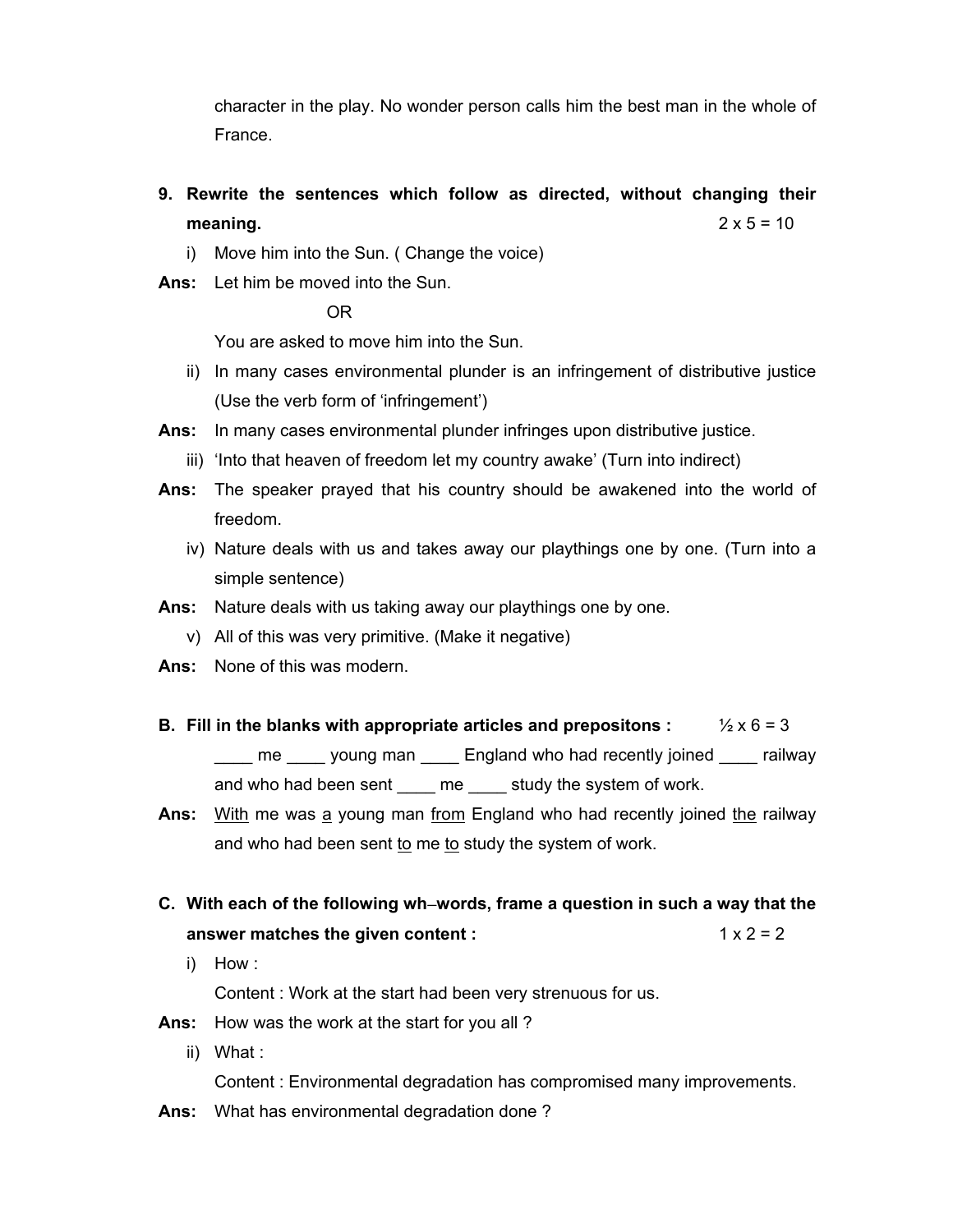character in the play. No wonder person calls him the best man in the whole of France.

**9. Rewrite the sentences which follow as directed, without changing their meaning.** **2 x 5 = 10**

i) Move him into the Sun. ( Change the voice)

**Ans:** Let him be moved into the Sun.

OR

You are asked to move him into the Sun.

ii) In many cases environmental plunder is an infringement of distributive justice (Use the verb form of 'infringement')

**Ans:** In many cases environmental plunder infringes upon distributive justice.

iii) 'Into that heaven of freedom let my country awake' (Turn into indirect)

**Ans:** The speaker prayed that his country should be awakened into the world of freedom.

iv) Nature deals with us and takes away our playthings one by one. (Turn into a simple sentence)

**Ans:** Nature deals with us taking away our playthings one by one.

v) All of this was very primitive. (Make it negative)

**Ans:** None of this was modern.

**B. Fill in the blanks with appropriate articles and prepositons :** **½ x 6 = 3**

____ me ____ young man ____ England who had recently joined ____ railway and who had been sent ____ me ____ study the system of work.

**Ans:** <u>With</u> me was <u>a</u> young man <u>from</u> England who had recently joined <u>the</u> railway and who had been sent <u>to</u> me <u>to</u> study the system of work.

**C. With each of the following wh–words, frame a question in such a way that the answer matches the given content :** **1 x 2 = 2**

i) How :

Content : Work at the start had been very strenuous for us.

**Ans:** How was the work at the start for you all ?

ii) What :

Content : Environmental degradation has compromised many improvements.

**Ans:** What has environmental degradation done ?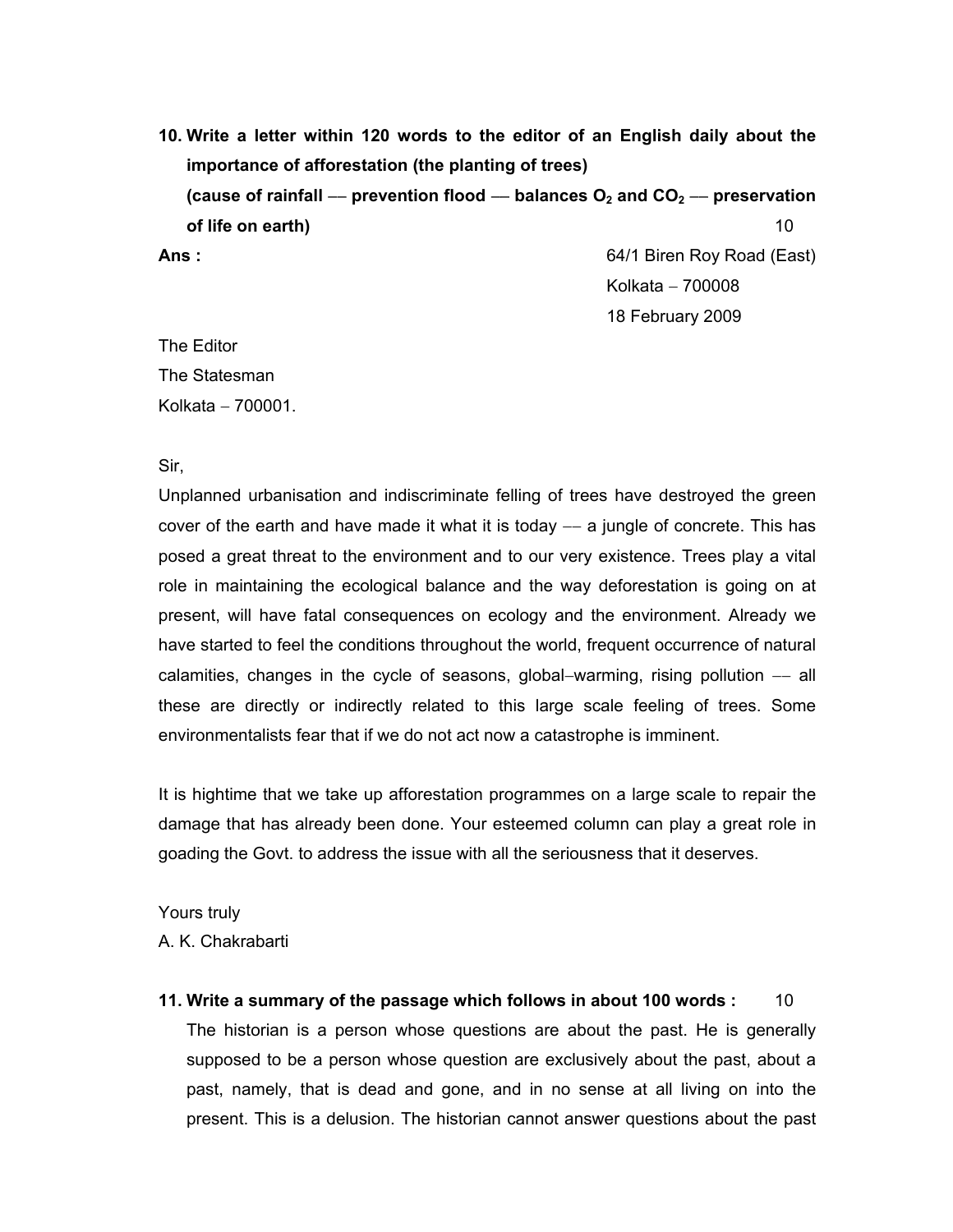**10. Write a letter within 120 words to the editor of an English daily about the importance of afforestation (the planting of trees)**
**(cause of rainfall — prevention flood — balances $O_2$ and $CO_2$ — preservation of life on earth)** 10

**Ans :**

64/1 Biren Roy Road (East)
Kolkata – 700008
18 February 2009

The Editor
The Statesman
Kolkata – 700001.

Sir,

Unplanned urbanisation and indiscriminate felling of trees have destroyed the green cover of the earth and have made it what it is today –– a jungle of concrete. This has posed a great threat to the environment and to our very existence. Trees play a vital role in maintaining the ecological balance and the way deforestation is going on at present, will have fatal consequences on ecology and the environment. Already we have started to feel the conditions throughout the world, frequent occurrence of natural calamities, changes in the cycle of seasons, global–warming, rising pollution –– all these are directly or indirectly related to this large scale feeling of trees. Some environmentalists fear that if we do not act now a catastrophe is imminent.

It is hightime that we take up afforestation programmes on a large scale to repair the damage that has already been done. Your esteemed column can play a great role in goading the Govt. to address the issue with all the seriousness that it deserves.

Yours truly
A. K. Chakrabarti

**11. Write a summary of the passage which follows in about 100 words :** 10

The historian is a person whose questions are about the past. He is generally supposed to be a person whose question are exclusively about the past, about a past, namely, that is dead and gone, and in no sense at all living on into the present. This is a delusion. The historian cannot answer questions about the past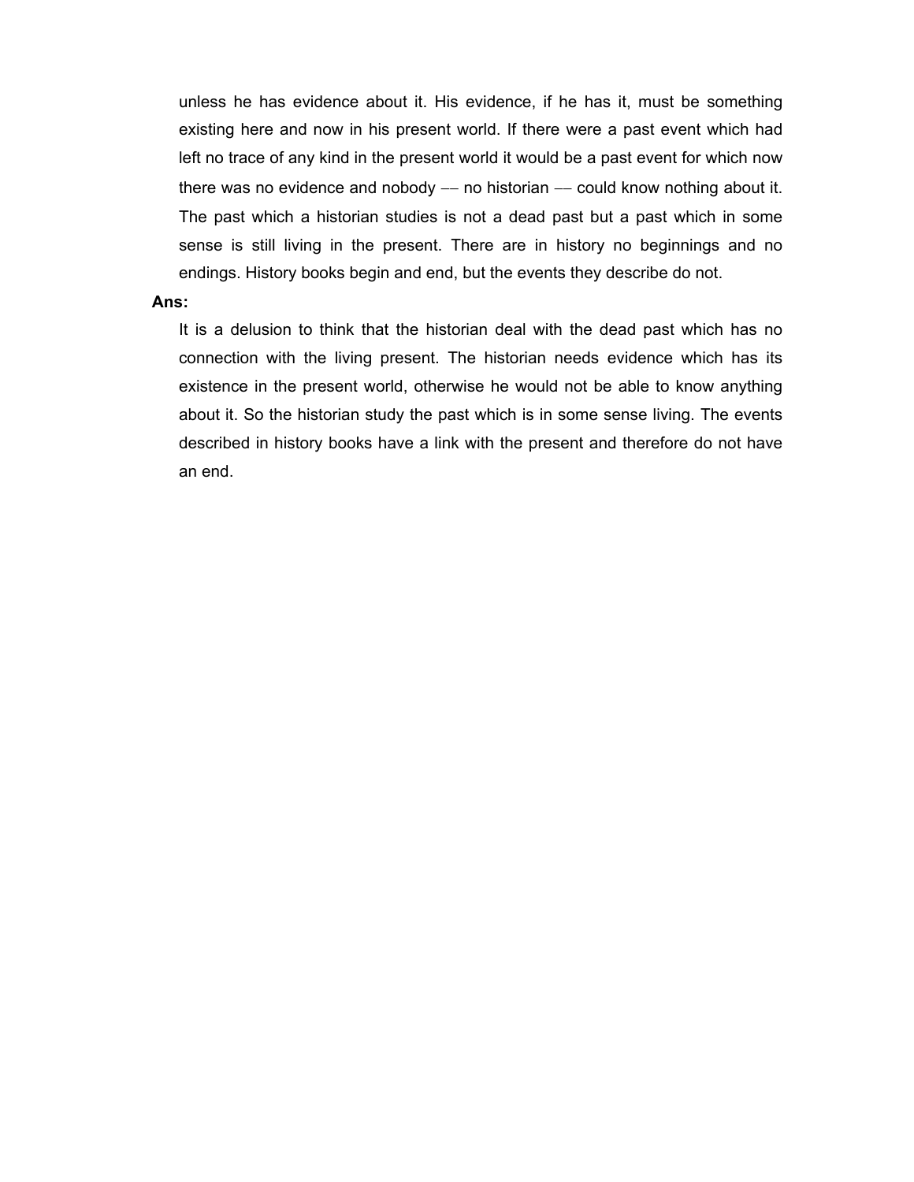unless he has evidence about it. His evidence, if he has it, must be something existing here and now in his present world. If there were a past event which had left no trace of any kind in the present world it would be a past event for which now there was no evidence and nobody –– no historian –– could know nothing about it. The past which a historian studies is not a dead past but a past which in some sense is still living in the present. There are in history no beginnings and no endings. History books begin and end, but the events they describe do not.

**Ans:**

It is a delusion to think that the historian deal with the dead past which has no connection with the living present. The historian needs evidence which has its existence in the present world, otherwise he would not be able to know anything about it. So the historian study the past which is in some sense living. The events described in history books have a link with the present and therefore do not have an end.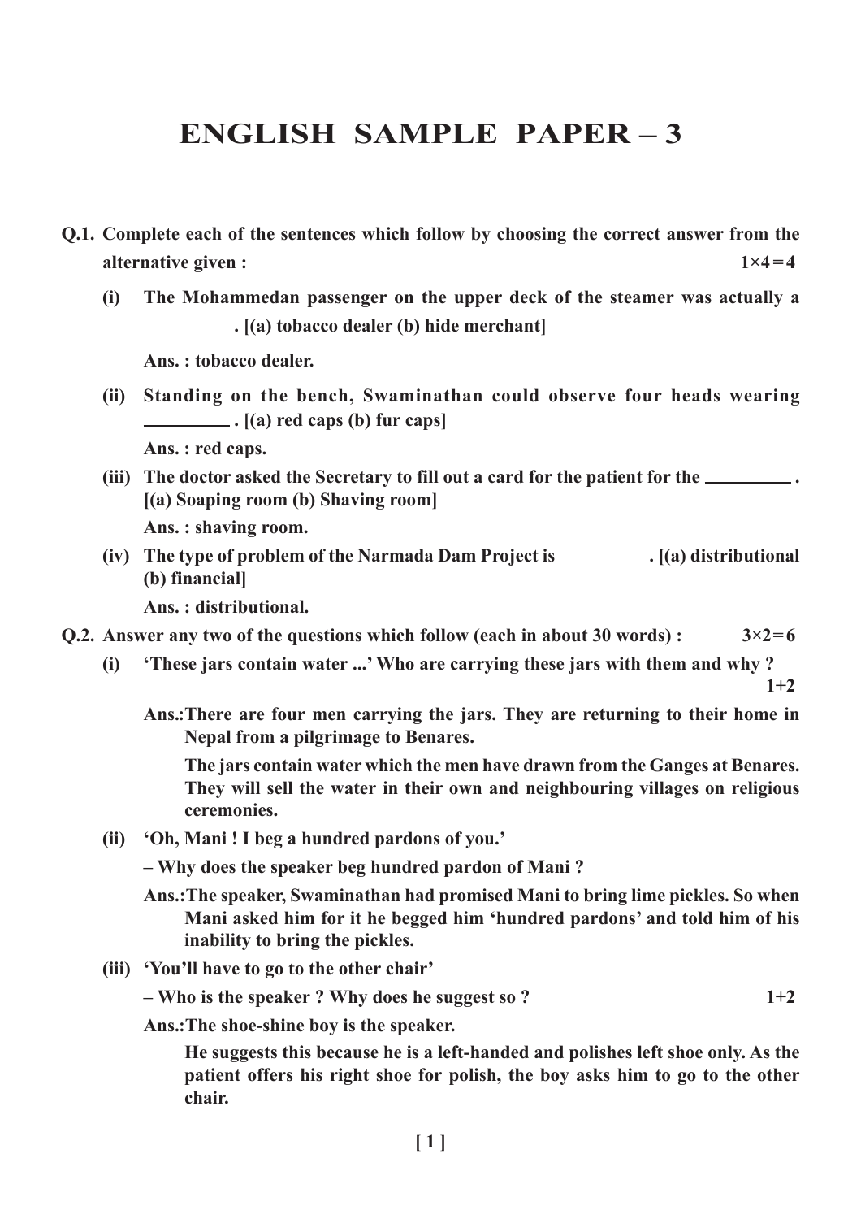# ENGLISH SAMPLE PAPER – 3

**Q.1. Complete each of the sentences which follow by choosing the correct answer from the alternative given : 1×4=4**

**(i) The Mohammedan passenger on the upper deck of the steamer was actually a ________ . [(a) tobacco dealer (b) hide merchant]**

**Ans. : tobacco dealer.**

**(ii) Standing on the bench, Swaminathan could observe four heads wearing ________ . [(a) red caps (b) fur caps]**

**Ans. : red caps.**

**(iii) The doctor asked the Secretary to fill out a card for the patient for the ________ . [(a) Soaping room (b) Shaving room]**

**Ans. : shaving room.**

**(iv) The type of problem of the Narmada Dam Project is ________ . [(a) distributional (b) financial]**

**Ans. : distributional.**

**Q.2. Answer any two of the questions which follow (each in about 30 words) : 3×2=6**

**(i) 'These jars contain water ...' Who are carrying these jars with them and why ? 1+2**

**Ans.:There are four men carrying the jars. They are returning to their home in Nepal from a pilgrimage to Benares.**

**The jars contain water which the men have drawn from the Ganges at Benares. They will sell the water in their own and neighbouring villages on religious ceremonies.**

**(ii) 'Oh, Mani ! I beg a hundred pardons of you.'**

**– Why does the speaker beg hundred pardon of Mani ?**

**Ans.:The speaker, Swaminathan had promised Mani to bring lime pickles. So when Mani asked him for it he begged him 'hundred pardons' and told him of his inability to bring the pickles.**

**(iii) 'You'll have to go to the other chair'**

**– Who is the speaker ? Why does he suggest so ? 1+2**

**Ans.:The shoe-shine boy is the speaker.**

**He suggests this because he is a left-handed and polishes left shoe only. As the patient offers his right shoe for polish, the boy asks him to go to the other chair.**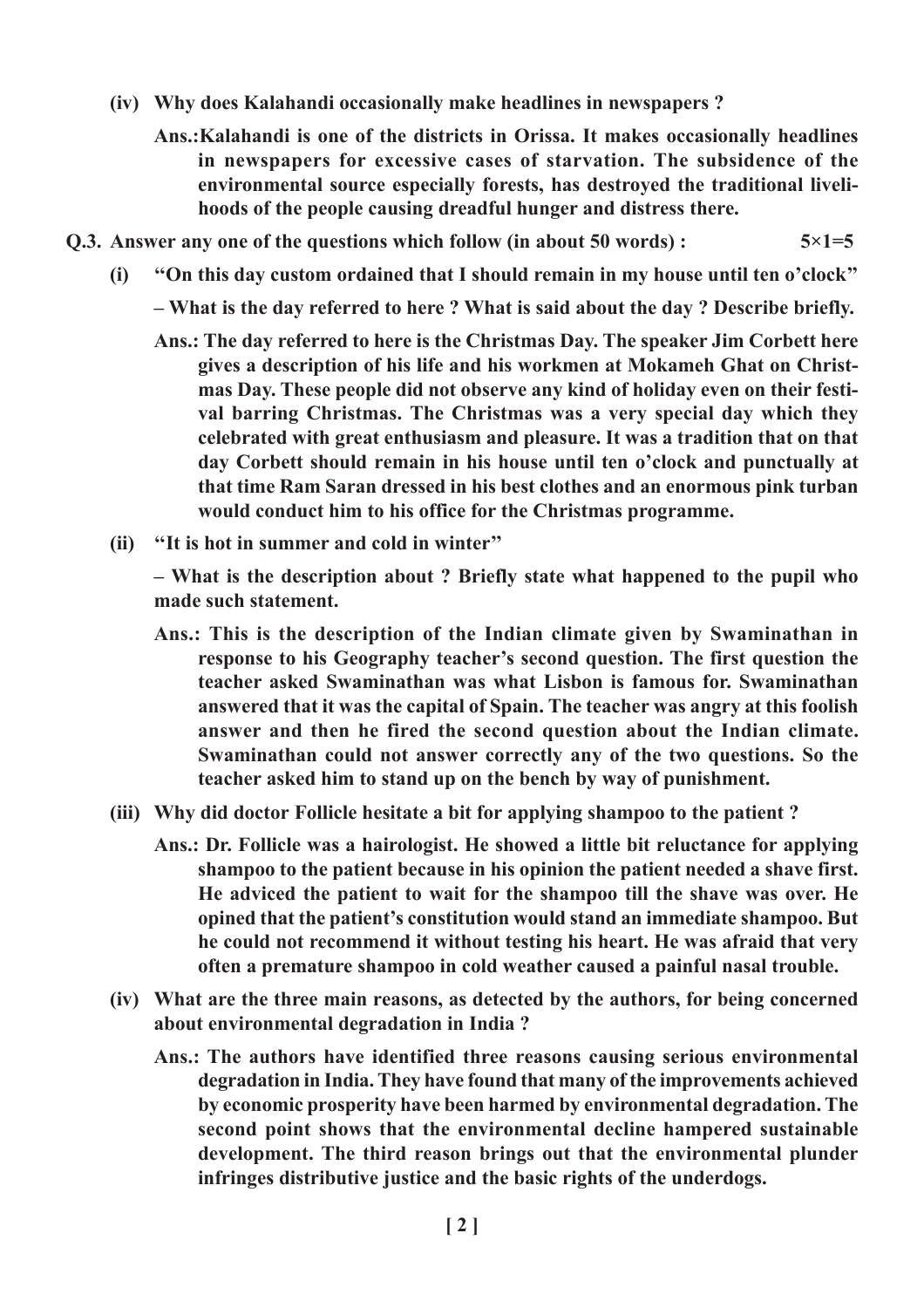**(iv) Why does Kalahandi occasionally make headlines in newspapers ?**

**Ans.:Kalahandi is one of the districts in Orissa. It makes occasionally headlines in newspapers for excessive cases of starvation. The subsidence of the environmental source especially forests, has destroyed the traditional livelihoods of the people causing dreadful hunger and distress there.**

**Q.3. Answer any one of the questions which follow (in about 50 words) : 5×1=5**

**(i) "On this day custom ordained that I should remain in my house until ten o'clock"**

**– What is the day referred to here ? What is said about the day ? Describe briefly.**

**Ans.: The day referred to here is the Christmas Day. The speaker Jim Corbett here gives a description of his life and his workmen at Mokameh Ghat on Christmas Day. These people did not observe any kind of holiday even on their festival barring Christmas. The Christmas was a very special day which they celebrated with great enthusiasm and pleasure. It was a tradition that on that day Corbett should remain in his house until ten o'clock and punctually at that time Ram Saran dressed in his best clothes and an enormous pink turban would conduct him to his office for the Christmas programme.**

**(ii) "It is hot in summer and cold in winter"**

**– What is the description about ? Briefly state what happened to the pupil who made such statement.**

**Ans.: This is the description of the Indian climate given by Swaminathan in response to his Geography teacher's second question. The first question the teacher asked Swaminathan was what Lisbon is famous for. Swaminathan answered that it was the capital of Spain. The teacher was angry at this foolish answer and then he fired the second question about the Indian climate. Swaminathan could not answer correctly any of the two questions. So the teacher asked him to stand up on the bench by way of punishment.**

**(iii) Why did doctor Follicle hesitate a bit for applying shampoo to the patient ?**

**Ans.: Dr. Follicle was a hairologist. He showed a little bit reluctance for applying shampoo to the patient because in his opinion the patient needed a shave first. He adviced the patient to wait for the shampoo till the shave was over. He opined that the patient's constitution would stand an immediate shampoo. But he could not recommend it without testing his heart. He was afraid that very often a premature shampoo in cold weather caused a painful nasal trouble.**

**(iv) What are the three main reasons, as detected by the authors, for being concerned about environmental degradation in India ?**

**Ans.: The authors have identified three reasons causing serious environmental degradation in India. They have found that many of the improvements achieved by economic prosperity have been harmed by environmental degradation. The second point shows that the environmental decline hampered sustainable development. The third reason brings out that the environmental plunder infringes distributive justice and the basic rights of the underdogs.**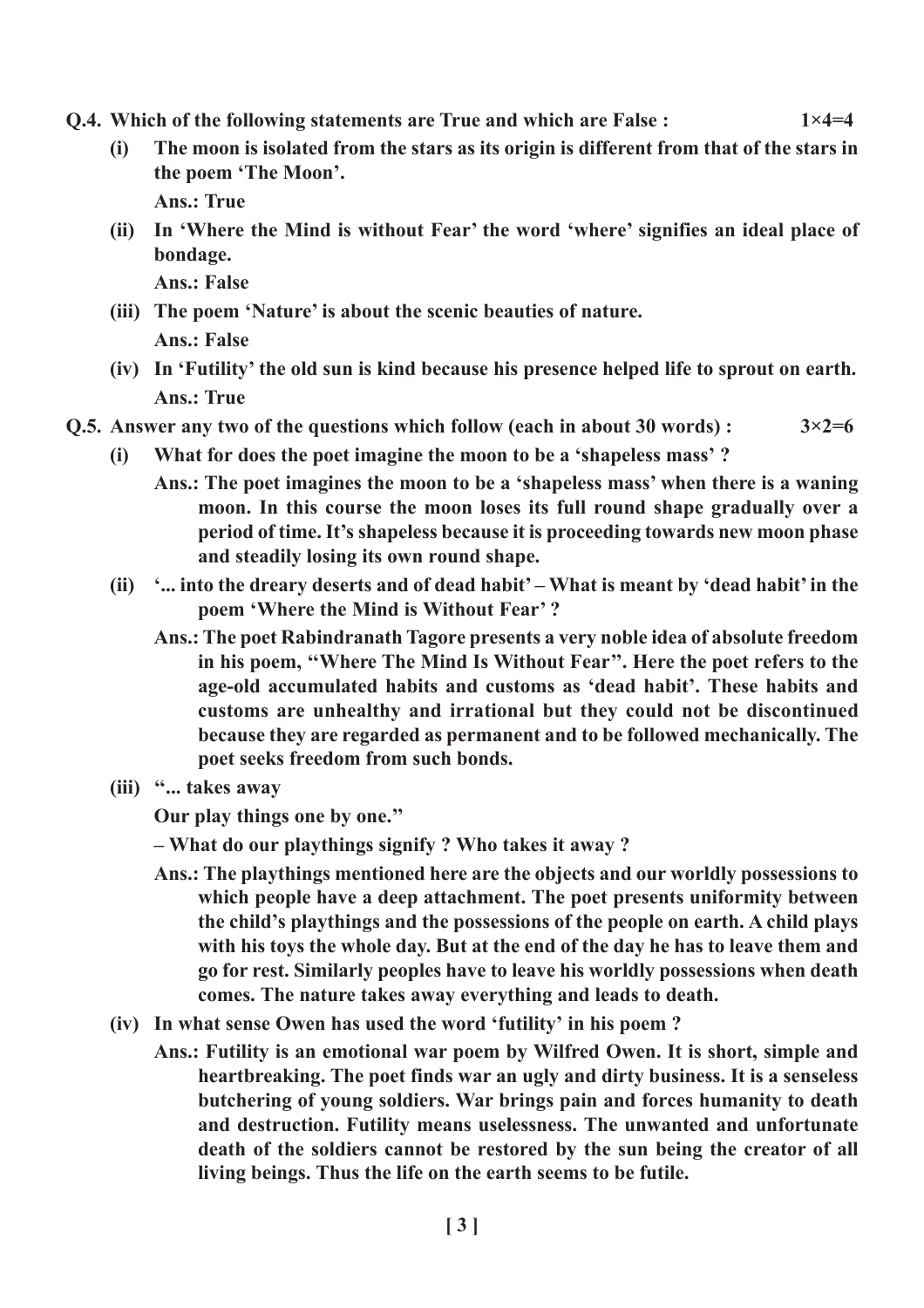**Q.4. Which of the following statements are True and which are False : 1×4=4**

**(i) The moon is isolated from the stars as its origin is different from that of the stars in the poem 'The Moon'.**

**Ans.: True**

**(ii) In 'Where the Mind is without Fear' the word 'where' signifies an ideal place of bondage.**

**Ans.: False**

**(iii) The poem 'Nature' is about the scenic beauties of nature.**

**Ans.: False**

**(iv) In 'Futility' the old sun is kind because his presence helped life to sprout on earth.**

**Ans.: True**

**Q.5. Answer any two of the questions which follow (each in about 30 words) : 3×2=6**

**(i) What for does the poet imagine the moon to be a 'shapeless mass' ?**

**Ans.: The poet imagines the moon to be a 'shapeless mass' when there is a waning moon. In this course the moon loses its full round shape gradually over a period of time. It's shapeless because it is proceeding towards new moon phase and steadily losing its own round shape.**

**(ii) '... into the dreary deserts and of dead habit' – What is meant by 'dead habit' in the poem 'Where the Mind is Without Fear' ?**

**Ans.: The poet Rabindranath Tagore presents a very noble idea of absolute freedom in his poem, "Where The Mind Is Without Fear". Here the poet refers to the age-old accumulated habits and customs as 'dead habit'. These habits and customs are unhealthy and irrational but they could not be discontinued because they are regarded as permanent and to be followed mechanically. The poet seeks freedom from such bonds.**

**(iii) "... takes away**

**Our play things one by one."**

**– What do our playthings signify ? Who takes it away ?**

**Ans.: The playthings mentioned here are the objects and our worldly possessions to which people have a deep attachment. The poet presents uniformity between the child's playthings and the possessions of the people on earth. A child plays with his toys the whole day. But at the end of the day he has to leave them and go for rest. Similarly peoples have to leave his worldly possessions when death comes. The nature takes away everything and leads to death.**

**(iv) In what sense Owen has used the word 'futility' in his poem ?**

**Ans.: Futility is an emotional war poem by Wilfred Owen. It is short, simple and heartbreaking. The poet finds war an ugly and dirty business. It is a senseless butchering of young soldiers. War brings pain and forces humanity to death and destruction. Futility means uselessness. The unwanted and unfortunate death of the soldiers cannot be restored by the sun being the creator of all living beings. Thus the life on the earth seems to be futile.**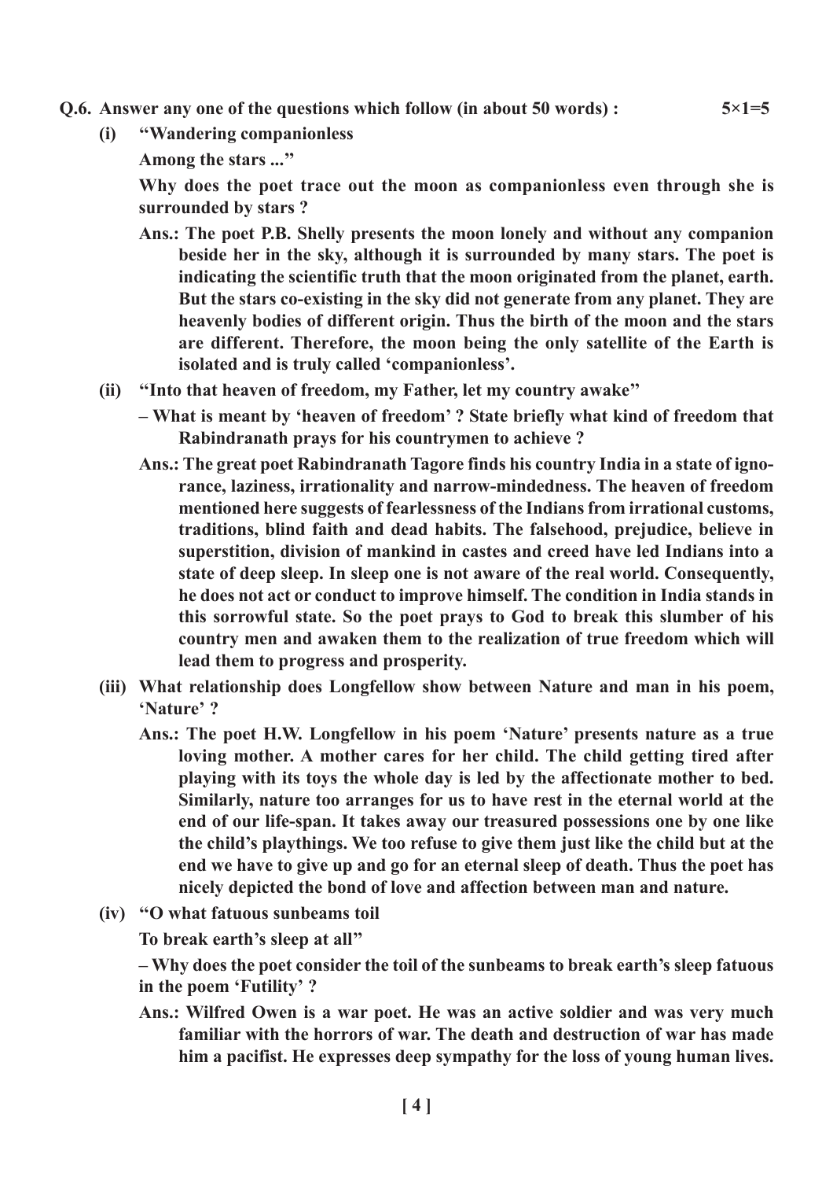**Q.6. Answer any one of the questions which follow (in about 50 words) : 5×1=5**

**(i) "Wandering companionless**

**Among the stars ..."**

**Why does the poet trace out the moon as companionless even through she is surrounded by stars ?**

**Ans.: The poet P.B. Shelly presents the moon lonely and without any companion beside her in the sky, although it is surrounded by many stars. The poet is indicating the scientific truth that the moon originated from the planet, earth. But the stars co-existing in the sky did not generate from any planet. They are heavenly bodies of different origin. Thus the birth of the moon and the stars are different. Therefore, the moon being the only satellite of the Earth is isolated and is truly called 'companionless'.**

**(ii) "Into that heaven of freedom, my Father, let my country awake"**

**– What is meant by 'heaven of freedom' ? State briefly what kind of freedom that Rabindranath prays for his countrymen to achieve ?**

**Ans.: The great poet Rabindranath Tagore finds his country India in a state of ignorance, laziness, irrationality and narrow-mindedness. The heaven of freedom mentioned here suggests of fearlessness of the Indians from irrational customs, traditions, blind faith and dead habits. The falsehood, prejudice, believe in superstition, division of mankind in castes and creed have led Indians into a state of deep sleep. In sleep one is not aware of the real world. Consequently, he does not act or conduct to improve himself. The condition in India stands in this sorrowful state. So the poet prays to God to break this slumber of his country men and awaken them to the realization of true freedom which will lead them to progress and prosperity.**

**(iii) What relationship does Longfellow show between Nature and man in his poem, 'Nature' ?**

**Ans.: The poet H.W. Longfellow in his poem 'Nature' presents nature as a true loving mother. A mother cares for her child. The child getting tired after playing with its toys the whole day is led by the affectionate mother to bed. Similarly, nature too arranges for us to have rest in the eternal world at the end of our life-span. It takes away our treasured possessions one by one like the child's playthings. We too refuse to give them just like the child but at the end we have to give up and go for an eternal sleep of death. Thus the poet has nicely depicted the bond of love and affection between man and nature.**

**(iv) "O what fatuous sunbeams toil**

**To break earth's sleep at all"**

**– Why does the poet consider the toil of the sunbeams to break earth's sleep fatuous in the poem 'Futility' ?**

**Ans.: Wilfred Owen is a war poet. He was an active soldier and was very much familiar with the horrors of war. The death and destruction of war has made him a pacifist. He expresses deep sympathy for the loss of young human lives.**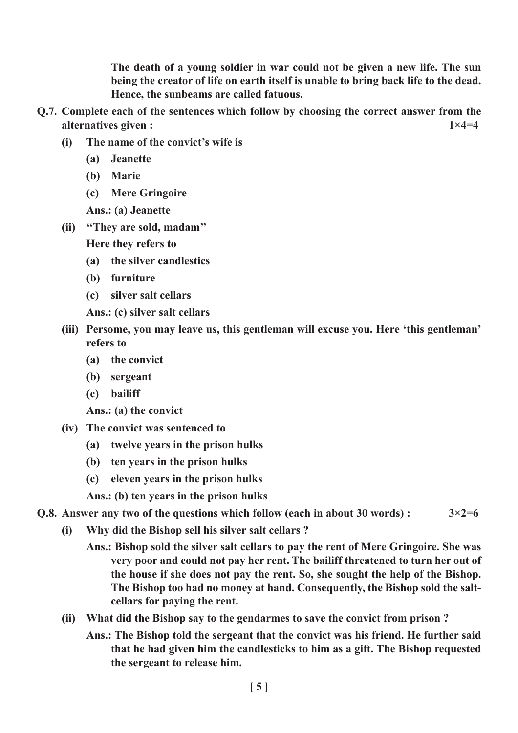**The death of a young soldier in war could not be given a new life. The sun being the creator of life on earth itself is unable to bring back life to the dead. Hence, the sunbeams are called fatuous.**

**Q.7. Complete each of the sentences which follow by choosing the correct answer from the alternatives given : 1×4=4**

**(i) The name of the convict's wife is**

**(a) Jeanette**

**(b) Marie**

**(c) Mere Gringoire**

**Ans.: (a) Jeanette**

**(ii) "They are sold, madam"**

**Here they refers to**

**(a) the silver candlestics**

**(b) furniture**

**(c) silver salt cellars**

**Ans.: (c) silver salt cellars**

**(iii) Persome, you may leave us, this gentleman will excuse you. Here 'this gentleman' refers to**

**(a) the convict**

**(b) sergeant**

**(c) bailiff**

**Ans.: (a) the convict**

**(iv) The convict was sentenced to**

**(a) twelve years in the prison hulks**

**(b) ten years in the prison hulks**

**(c) eleven years in the prison hulks**

**Ans.: (b) ten years in the prison hulks**

**Q.8. Answer any two of the questions which follow (each in about 30 words) : 3×2=6**

**(i) Why did the Bishop sell his silver salt cellars ?**

**Ans.: Bishop sold the silver salt cellars to pay the rent of Mere Gringoire. She was very poor and could not pay her rent. The bailiff threatened to turn her out of the house if she does not pay the rent. So, she sought the help of the Bishop. The Bishop too had no money at hand. Consequently, the Bishop sold the salt-cellars for paying the rent.**

**(ii) What did the Bishop say to the gendarmes to save the convict from prison ?**

**Ans.: The Bishop told the sergeant that the convict was his friend. He further said that he had given him the candlesticks to him as a gift. The Bishop requested the sergeant to release him.**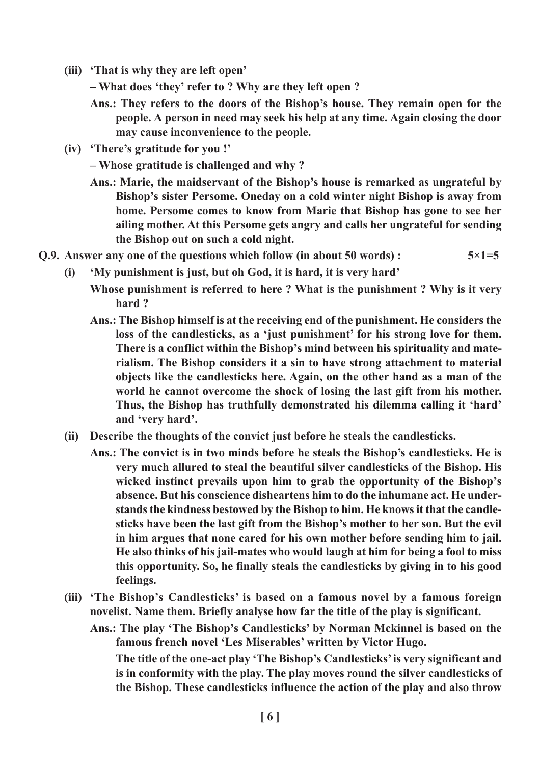**(iii) 'That is why they are left open'**

**– What does 'they' refer to ? Why are they left open ?**

**Ans.: They refers to the doors of the Bishop's house. They remain open for the people. A person in need may seek his help at any time. Again closing the door may cause inconvenience to the people.**

**(iv) 'There's gratitude for you !'**

**– Whose gratitude is challenged and why ?**

**Ans.: Marie, the maidservant of the Bishop's house is remarked as ungrateful by Bishop's sister Persome. Oneday on a cold winter night Bishop is away from home. Persome comes to know from Marie that Bishop has gone to see her ailing mother. At this Persome gets angry and calls her ungrateful for sending the Bishop out on such a cold night.**

**Q.9. Answer any one of the questions which follow (in about 50 words) : 5×1=5**

**(i) 'My punishment is just, but oh God, it is hard, it is very hard'**

**Whose punishment is referred to here ? What is the punishment ? Why is it very hard ?**

**Ans.: The Bishop himself is at the receiving end of the punishment. He considers the loss of the candlesticks, as a 'just punishment' for his strong love for them. There is a conflict within the Bishop's mind between his spirituality and materialism. The Bishop considers it a sin to have strong attachment to material objects like the candlesticks here. Again, on the other hand as a man of the world he cannot overcome the shock of losing the last gift from his mother. Thus, the Bishop has truthfully demonstrated his dilemma calling it 'hard' and 'very hard'.**

**(ii) Describe the thoughts of the convict just before he steals the candlesticks.**

**Ans.: The convict is in two minds before he steals the Bishop's candlesticks. He is very much allured to steal the beautiful silver candlesticks of the Bishop. His wicked instinct prevails upon him to grab the opportunity of the Bishop's absence. But his conscience disheartens him to do the inhumane act. He understands the kindness bestowed by the Bishop to him. He knows it that the candlesticks have been the last gift from the Bishop's mother to her son. But the evil in him argues that none cared for his own mother before sending him to jail. He also thinks of his jail-mates who would laugh at him for being a fool to miss this opportunity. So, he finally steals the candlesticks by giving in to his good feelings.**

**(iii) 'The Bishop's Candlesticks' is based on a famous novel by a famous foreign novelist. Name them. Briefly analyse how far the title of the play is significant.**

**Ans.: The play 'The Bishop's Candlesticks' by Norman Mckinnel is based on the famous french novel 'Les Miserables' written by Victor Hugo.**

**The title of the one-act play 'The Bishop's Candlesticks' is very significant and is in conformity with the play. The play moves round the silver candlesticks of the Bishop. These candlesticks influence the action of the play and also throw**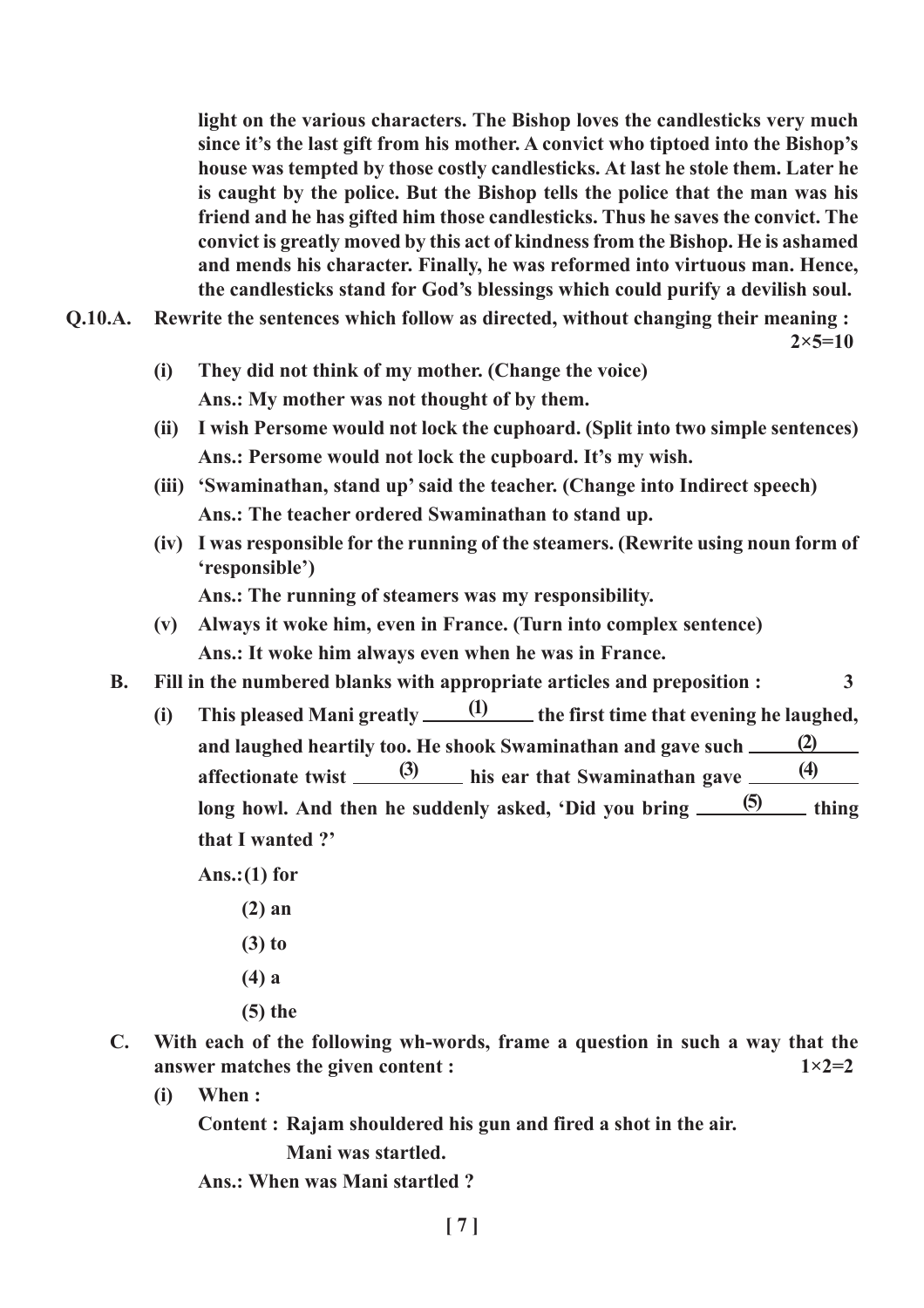**light on the various characters. The Bishop loves the candlesticks very much since it's the last gift from his mother. A convict who tiptoed into the Bishop's house was tempted by those costly candlesticks. At last he stole them. Later he is caught by the police. But the Bishop tells the police that the man was his friend and he has gifted him those candlesticks. Thus he saves the convict. The convict is greatly moved by this act of kindness from the Bishop. He is ashamed and mends his character. Finally, he was reformed into virtuous man. Hence, the candlesticks stand for God's blessings which could purify a devilish soul.**

**Q.10.A. Rewrite the sentences which follow as directed, without changing their meaning :** **2×5=10**

**(i) They did not think of my mother. (Change the voice)**
**Ans.: My mother was not thought of by them.**

**(ii) I wish Persome would not lock the cuphoard. (Split into two simple sentences)**
**Ans.: Persome would not lock the cupboard. It's my wish.**

**(iii) 'Swaminathan, stand up' said the teacher. (Change into Indirect speech)**
**Ans.: The teacher ordered Swaminathan to stand up.**

**(iv) I was responsible for the running of the steamers. (Rewrite using noun form of 'responsible')**
**Ans.: The running of steamers was my responsibility.**

**(v) Always it woke him, even in France. (Turn into complex sentence)**
**Ans.: It woke him always even when he was in France.**

**B. Fill in the numbered blanks with appropriate articles and preposition :** **3**

**(i) This pleased Mani greatly \_\_\_(1)\_\_\_ the first time that evening he laughed, and laughed heartily too. He shook Swaminathan and gave such \_\_\_(2)\_\_\_ affectionate twist \_\_\_(3)\_\_\_ his ear that Swaminathan gave \_\_\_(4)\_\_\_ long howl. And then he suddenly asked, 'Did you bring \_\_\_(5)\_\_\_ thing that I wanted ?'**

**Ans.:(1) for**
**(2) an**
**(3) to**
**(4) a**
**(5) the**

**C. With each of the following wh-words, frame a question in such a way that the answer matches the given content :** **1×2=2**

**(i) When :**
**Content : Rajam shouldered his gun and fired a shot in the air.**
**Mani was startled.**
**Ans.: When was Mani startled ?**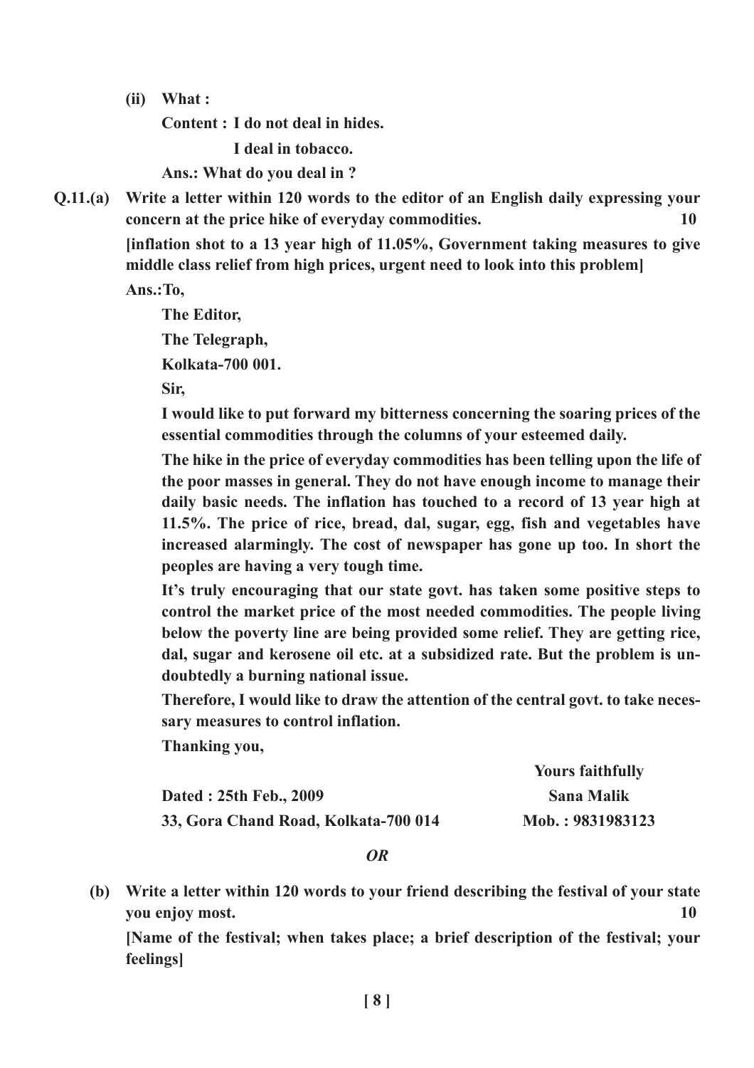**(ii) What :**

**Content : I do not deal in hides.**

**I deal in tobacco.**

**Ans.: What do you deal in ?**

**Q.11.(a) Write a letter within 120 words to the editor of an English daily expressing your concern at the price hike of everyday commodities.** **10**

**[inflation shot to a 13 year high of 11.05%, Government taking measures to give middle class relief from high prices, urgent need to look into this problem]**

**Ans.:To,**

**The Editor,**

**The Telegraph,**

**Kolkata-700 001.**

**Sir,**

**I would like to put forward my bitterness concerning the soaring prices of the essential commodities through the columns of your esteemed daily.**

**The hike in the price of everyday commodities has been telling upon the life of the poor masses in general. They do not have enough income to manage their daily basic needs. The inflation has touched to a record of 13 year high at 11.5%. The price of rice, bread, dal, sugar, egg, fish and vegetables have increased alarmingly. The cost of newspaper has gone up too. In short the peoples are having a very tough time.**

**It's truly encouraging that our state govt. has taken some positive steps to control the market price of the most needed commodities. The people living below the poverty line are being provided some relief. They are getting rice, dal, sugar and kerosene oil etc. at a subsidized rate. But the problem is undoubtedly a burning national issue.**

**Therefore, I would like to draw the attention of the central govt. to take necessary measures to control inflation.**

**Thanking you,**

**Yours faithfully**

**Sana Malik**

**Mob. : 9831983123**

**Dated : 25th Feb., 2009**

**33, Gora Chand Road, Kolkata-700 014**

***OR***

**(b) Write a letter within 120 words to your friend describing the festival of your state you enjoy most.** **10**

**[Name of the festival; when takes place; a brief description of the festival; your feelings]**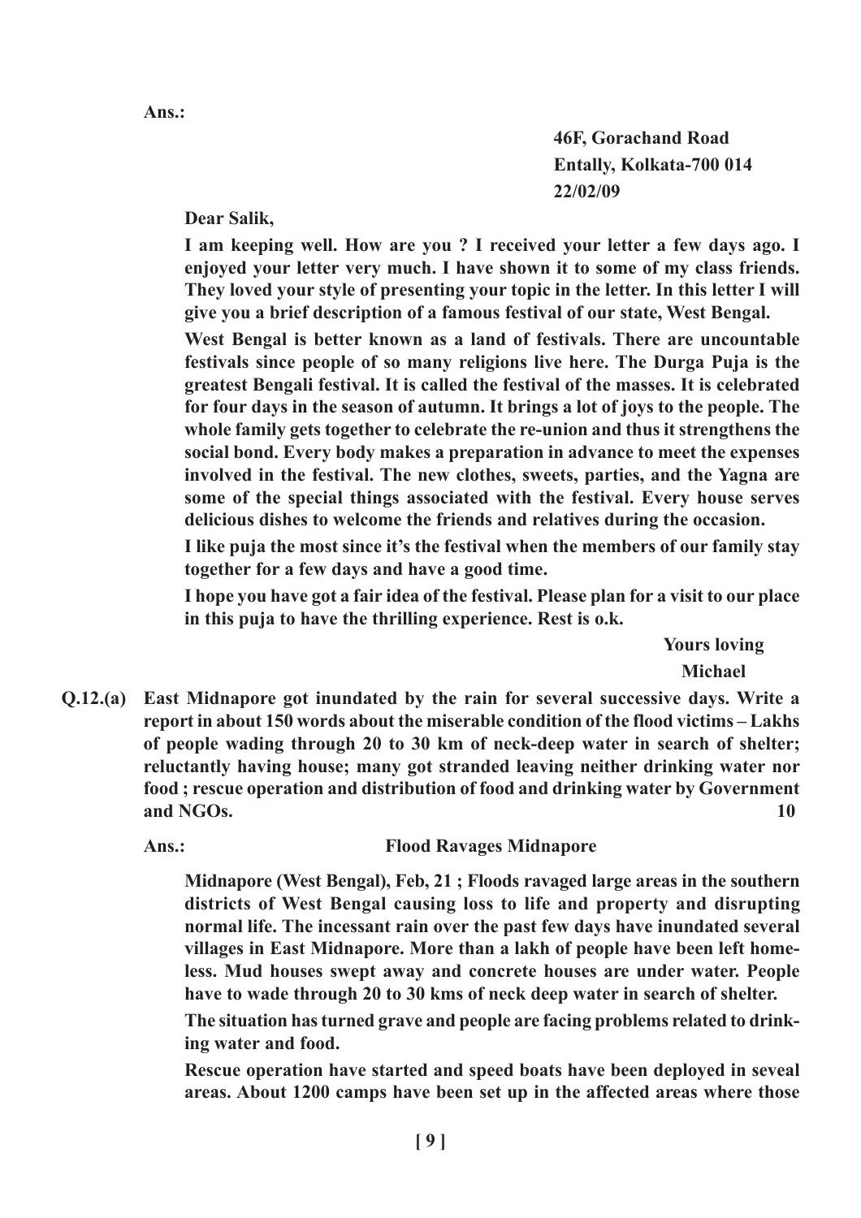**Ans.:**

**46F, Gorachand Road**
**Entally, Kolkata-700 014**
**22/02/09**

**Dear Salik,**

**I am keeping well. How are you ? I received your letter a few days ago. I enjoyed your letter very much. I have shown it to some of my class friends. They loved your style of presenting your topic in the letter. In this letter I will give you a brief description of a famous festival of our state, West Bengal.**

**West Bengal is better known as a land of festivals. There are uncountable festivals since people of so many religions live here. The Durga Puja is the greatest Bengali festival. It is called the festival of the masses. It is celebrated for four days in the season of autumn. It brings a lot of joys to the people. The whole family gets together to celebrate the re-union and thus it strengthens the social bond. Every body makes a preparation in advance to meet the expenses involved in the festival. The new clothes, sweets, parties, and the Yagna are some of the special things associated with the festival. Every house serves delicious dishes to welcome the friends and relatives during the occasion.**

**I like puja the most since it's the festival when the members of our family stay together for a few days and have a good time.**

**I hope you have got a fair idea of the festival. Please plan for a visit to our place in this puja to have the thrilling experience. Rest is o.k.**

**Yours loving**
**Michael**

**Q.12.(a) East Midnapore got inundated by the rain for several successive days. Write a report in about 150 words about the miserable condition of the flood victims – Lakhs of people wading through 20 to 30 km of neck-deep water in search of shelter; reluctantly having house; many got stranded leaving neither drinking water nor food ; rescue operation and distribution of food and drinking water by Government and NGOs.** **10**

**Ans.:** **Flood Ravages Midnapore**

**Midnapore (West Bengal), Feb, 21 ; Floods ravaged large areas in the southern districts of West Bengal causing loss to life and property and disrupting normal life. The incessant rain over the past few days have inundated several villages in East Midnapore. More than a lakh of people have been left home-less. Mud houses swept away and concrete houses are under water. People have to wade through 20 to 30 kms of neck deep water in search of shelter.**

**The situation has turned grave and people are facing problems related to drink-ing water and food.**

**Rescue operation have started and speed boats have been deployed in seveal areas. About 1200 camps have been set up in the affected areas where those**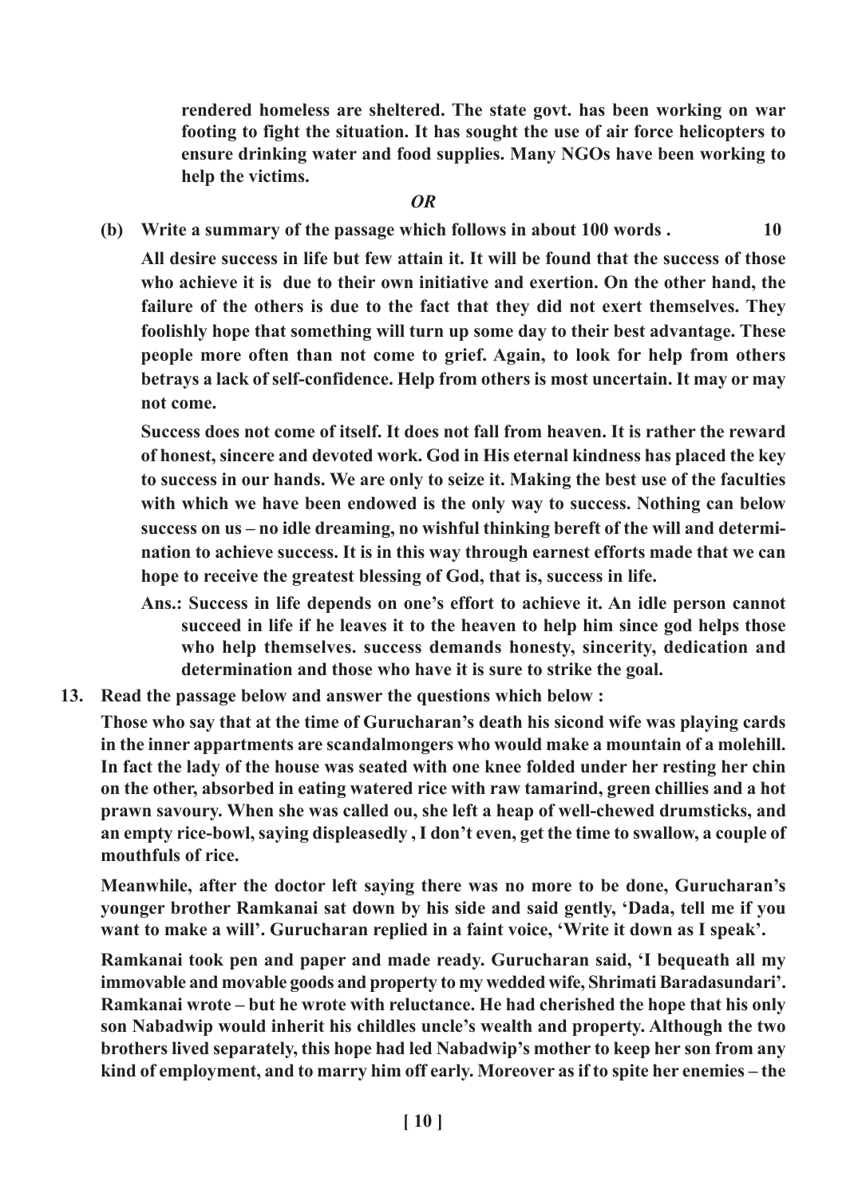**rendered homeless are sheltered. The state govt. has been working on war footing to fight the situation. It has sought the use of air force helicopters to ensure drinking water and food supplies. Many NGOs have been working to help the victims.**

***OR***

**(b) Write a summary of the passage which follows in about 100 words . 10**

**All desire success in life but few attain it. It will be found that the success of those who achieve it is due to their own initiative and exertion. On the other hand, the failure of the others is due to the fact that they did not exert themselves. They foolishly hope that something will turn up some day to their best advantage. These people more often than not come to grief. Again, to look for help from others betrays a lack of self-confidence. Help from others is most uncertain. It may or may not come.**

**Success does not come of itself. It does not fall from heaven. It is rather the reward of honest, sincere and devoted work. God in His eternal kindness has placed the key to success in our hands. We are only to seize it. Making the best use of the faculties with which we have been endowed is the only way to success. Nothing can below success on us – no idle dreaming, no wishful thinking bereft of the will and determination to achieve success. It is in this way through earnest efforts made that we can hope to receive the greatest blessing of God, that is, success in life.**

**Ans.: Success in life depends on one's effort to achieve it. An idle person cannot succeed in life if he leaves it to the heaven to help him since god helps those who help themselves. success demands honesty, sincerity, dedication and determination and those who have it is sure to strike the goal.**

**13. Read the passage below and answer the questions which below :**

**Those who say that at the time of Gurucharan's death his sicond wife was playing cards in the inner appartments are scandalmongers who would make a mountain of a molehill. In fact the lady of the house was seated with one knee folded under her resting her chin on the other, absorbed in eating watered rice with raw tamarind, green chillies and a hot prawn savoury. When she was called ou, she left a heap of well-chewed drumsticks, and an empty rice-bowl, saying displeasedly , I don't even, get the time to swallow, a couple of mouthfuls of rice.**

**Meanwhile, after the doctor left saying there was no more to be done, Gurucharan's younger brother Ramkanai sat down by his side and said gently, 'Dada, tell me if you want to make a will'. Gurucharan replied in a faint voice, 'Write it down as I speak'.**

**Ramkanai took pen and paper and made ready. Gurucharan said, 'I bequeath all my immovable and movable goods and property to my wedded wife, Shrimati Baradasundari'. Ramkanai wrote – but he wrote with reluctance. He had cherished the hope that his only son Nabadwip would inherit his childles uncle's wealth and property. Although the two brothers lived separately, this hope had led Nabadwip's mother to keep her son from any kind of employment, and to marry him off early. Moreover as if to spite her enemies – the**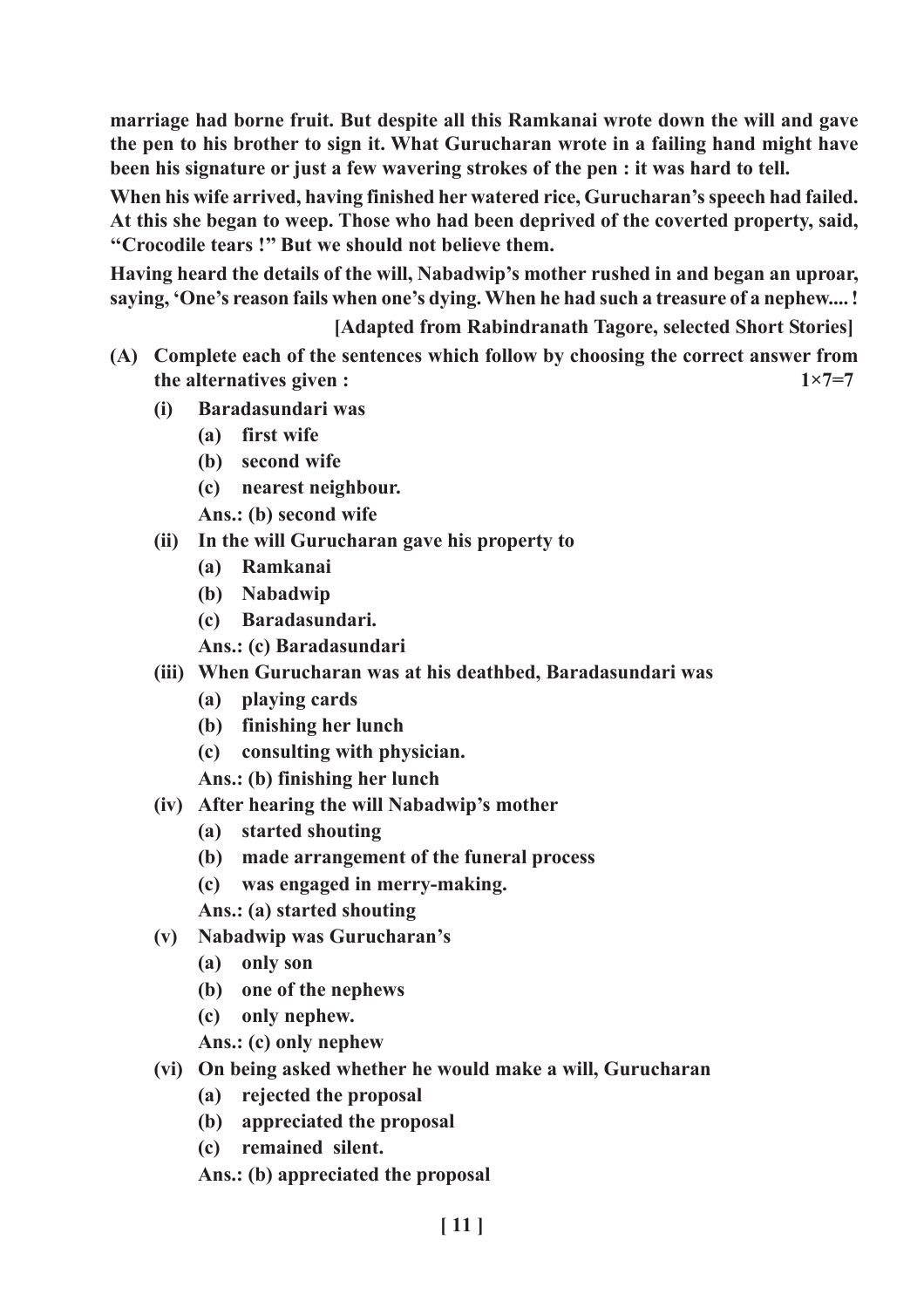**marriage had borne fruit. But despite all this Ramkanai wrote down the will and gave the pen to his brother to sign it. What Gurucharan wrote in a failing hand might have been his signature or just a few wavering strokes of the pen : it was hard to tell.**

**When his wife arrived, having finished her watered rice, Gurucharan's speech had failed. At this she began to weep. Those who had been deprived of the coverted property, said, "Crocodile tears !" But we should not believe them.**

**Having heard the details of the will, Nabadwip's mother rushed in and began an uproar, saying, 'One's reason fails when one's dying. When he had such a treasure of a nephew.... !**

**[Adapted from Rabindranath Tagore, selected Short Stories]**

**(A) Complete each of the sentences which follow by choosing the correct answer from the alternatives given : 1×7=7**

**(i) Baradasundari was**

**(a) first wife**

**(b) second wife**

**(c) nearest neighbour.**

**Ans.: (b) second wife**

**(ii) In the will Gurucharan gave his property to**

**(a) Ramkanai**

**(b) Nabadwip**

**(c) Baradasundari.**

**Ans.: (c) Baradasundari**

**(iii) When Gurucharan was at his deathbed, Baradasundari was**

**(a) playing cards**

**(b) finishing her lunch**

**(c) consulting with physician.**

**Ans.: (b) finishing her lunch**

**(iv) After hearing the will Nabadwip's mother**

**(a) started shouting**

**(b) made arrangement of the funeral process**

**(c) was engaged in merry-making.**

**Ans.: (a) started shouting**

**(v) Nabadwip was Gurucharan's**

**(a) only son**

**(b) one of the nephews**

**(c) only nephew.**

**Ans.: (c) only nephew**

**(vi) On being asked whether he would make a will, Gurucharan**

**(a) rejected the proposal**

**(b) appreciated the proposal**

**(c) remained silent.**

**Ans.: (b) appreciated the proposal**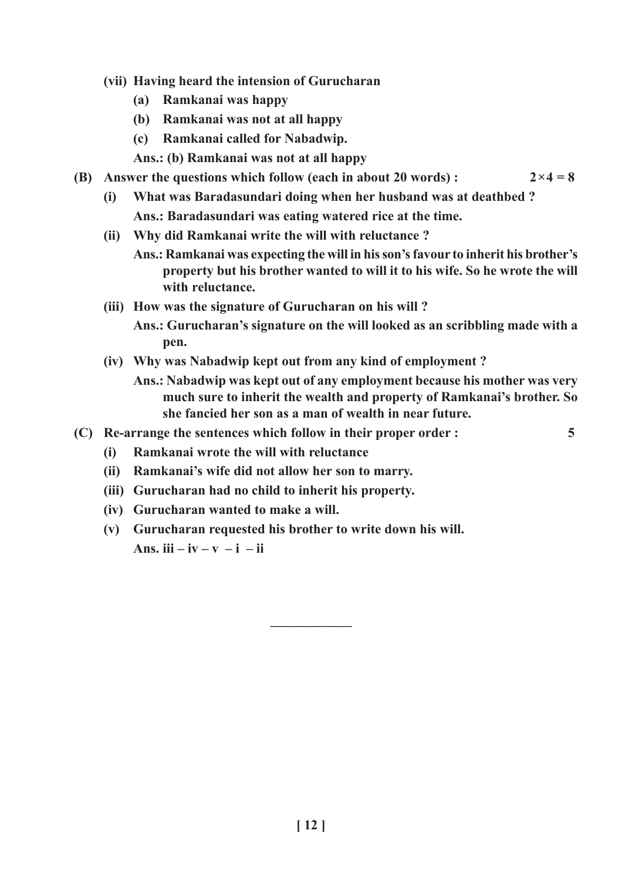**(vii) Having heard the intension of Gurucharan**

**(a) Ramkanai was happy**

**(b) Ramkanai was not at all happy**

**(c) Ramkanai called for Nabadwip.**

**Ans.: (b) Ramkanai was not at all happy**

**(B) Answer the questions which follow (each in about 20 words) : $2 \times 4 = 8$**

**(i) What was Baradasundari doing when her husband was at deathbed ?**

**Ans.: Baradasundari was eating watered rice at the time.**

**(ii) Why did Ramkanai write the will with reluctance ?**

**Ans.: Ramkanai was expecting the will in his son's favour to inherit his brother's property but his brother wanted to will it to his wife. So he wrote the will with reluctance.**

**(iii) How was the signature of Gurucharan on his will ?**

**Ans.: Gurucharan's signature on the will looked as an scribbling made with a pen.**

**(iv) Why was Nabadwip kept out from any kind of employment ?**

**Ans.: Nabadwip was kept out of any employment because his mother was very much sure to inherit the wealth and property of Ramkanai's brother. So she fancied her son as a man of wealth in near future.**

**(C) Re-arrange the sentences which follow in their proper order : 5**

**(i) Ramkanai wrote the will with reluctance**

**(ii) Ramkanai's wife did not allow her son to marry.**

**(iii) Gurucharan had no child to inherit his property.**

**(iv) Gurucharan wanted to make a will.**

**(v) Gurucharan requested his brother to write down his will.**

**Ans. iii – iv – v – i – ii**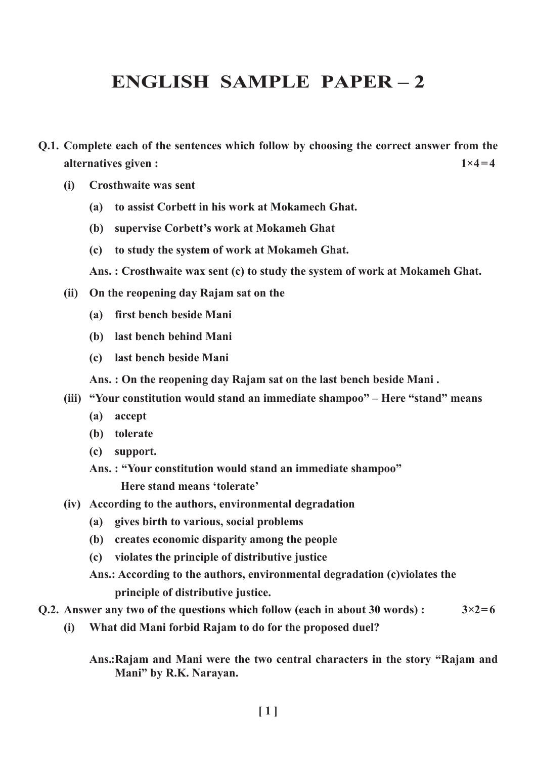# ENGLISH SAMPLE PAPER – 2

**Q.1. Complete each of the sentences which follow by choosing the correct answer from the alternatives given : 1×4=4**

**(i) Crosthwaite was sent**

**(a) to assist Corbett in his work at Mokamech Ghat.**

**(b) supervise Corbett's work at Mokameh Ghat**

**(c) to study the system of work at Mokameh Ghat.**

**Ans. : Crosthwaite wax sent (c) to study the system of work at Mokameh Ghat.**

**(ii) On the reopening day Rajam sat on the**

**(a) first bench beside Mani**

**(b) last bench behind Mani**

**(c) last bench beside Mani**

**Ans. : On the reopening day Rajam sat on the last bench beside Mani .**

**(iii) "Your constitution would stand an immediate shampoo" – Here "stand" means**

**(a) accept**

**(b) tolerate**

**(c) support.**

**Ans. : "Your constitution would stand an immediate shampoo"**
**Here stand means 'tolerate'**

**(iv) According to the authors, environmental degradation**

**(a) gives birth to various, social problems**

**(b) creates economic disparity among the people**

**(c) violates the principle of distributive justice**

**Ans.: According to the authors, environmental degradation (c)violates the principle of distributive justice.**

**Q.2. Answer any two of the questions which follow (each in about 30 words) : 3×2=6**

**(i) What did Mani forbid Rajam to do for the proposed duel?**

**Ans.:Rajam and Mani were the two central characters in the story "Rajam and Mani" by R.K. Narayan.**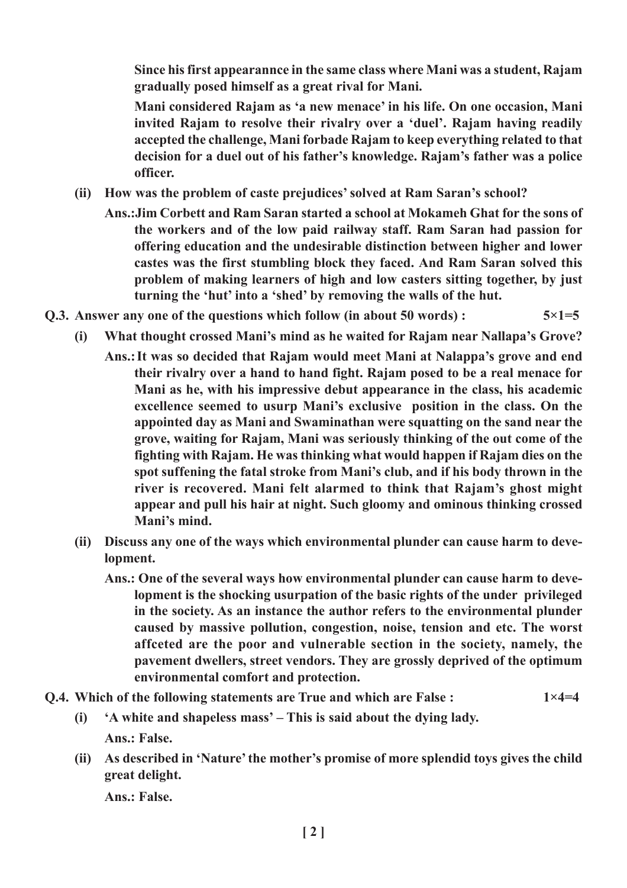**Since his first appearannce in the same class where Mani was a student, Rajam gradually posed himself as a great rival for Mani.**

**Mani considered Rajam as 'a new menace' in his life. On one occasion, Mani invited Rajam to resolve their rivalry over a 'duel'. Rajam having readily accepted the challenge, Mani forbade Rajam to keep everything related to that decision for a duel out of his father's knowledge. Rajam's father was a police officer.**

**(ii) How was the problem of caste prejudices' solved at Ram Saran's school?**

**Ans.:Jim Corbett and Ram Saran started a school at Mokameh Ghat for the sons of the workers and of the low paid railway staff. Ram Saran had passion for offering education and the undesirable distinction between higher and lower castes was the first stumbling block they faced. And Ram Saran solved this problem of making learners of high and low casters sitting together, by just turning the 'hut' into a 'shed' by removing the walls of the hut.**

**Q.3. Answer any one of the questions which follow (in about 50 words) : 5×1=5**

**(i) What thought crossed Mani's mind as he waited for Rajam near Nallapa's Grove?**

**Ans.: It was so decided that Rajam would meet Mani at Nalappa's grove and end their rivalry over a hand to hand fight. Rajam posed to be a real menace for Mani as he, with his impressive debut appearance in the class, his academic excellence seemed to usurp Mani's exclusive position in the class. On the appointed day as Mani and Swaminathan were squatting on the sand near the grove, waiting for Rajam, Mani was seriously thinking of the out come of the fighting with Rajam. He was thinking what would happen if Rajam dies on the spot suffening the fatal stroke from Mani's club, and if his body thrown in the river is recovered. Mani felt alarmed to think that Rajam's ghost might appear and pull his hair at night. Such gloomy and ominous thinking crossed Mani's mind.**

**(ii) Discuss any one of the ways which environmental plunder can cause harm to development.**

**Ans.: One of the several ways how environmental plunder can cause harm to development is the shocking usurpation of the basic rights of the under privileged in the society. As an instance the author refers to the environmental plunder caused by massive pollution, congestion, noise, tension and etc. The worst affceted are the poor and vulnerable section in the society, namely, the pavement dwellers, street vendors. They are grossly deprived of the optimum environmental comfort and protection.**

**Q.4. Which of the following statements are True and which are False : 1×4=4**

**(i) 'A white and shapeless mass' – This is said about the dying lady.**

**Ans.: False.**

**(ii) As described in 'Nature' the mother's promise of more splendid toys gives the child great delight.**

**Ans.: False.**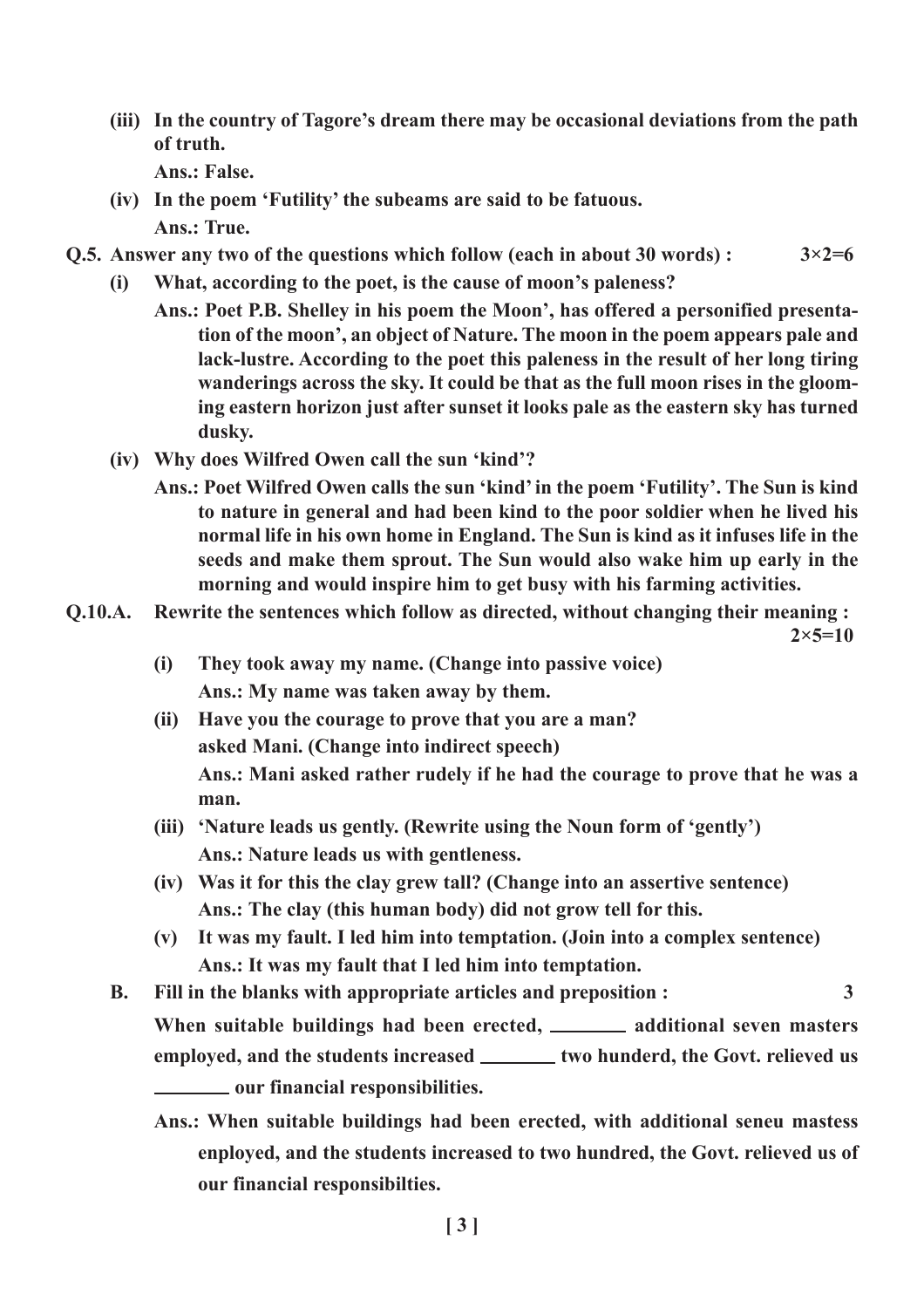**(iii) In the country of Tagore's dream there may be occasional deviations from the path of truth.**

**Ans.: False.**

**(iv) In the poem 'Futility' the subeams are said to be fatuous.**

**Ans.: True.**

**Q.5. Answer any two of the questions which follow (each in about 30 words) : 3×2=6**

**(i) What, according to the poet, is the cause of moon's paleness?**

**Ans.: Poet P.B. Shelley in his poem the Moon', has offered a personified presentation of the moon', an object of Nature. The moon in the poem appears pale and lack-lustre. According to the poet this paleness in the result of her long tiring wanderings across the sky. It could be that as the full moon rises in the glooming eastern horizon just after sunset it looks pale as the eastern sky has turned dusky.**

**(iv) Why does Wilfred Owen call the sun 'kind'?**

**Ans.: Poet Wilfred Owen calls the sun 'kind' in the poem 'Futility'. The Sun is kind to nature in general and had been kind to the poor soldier when he lived his normal life in his own home in England. The Sun is kind as it infuses life in the seeds and make them sprout. The Sun would also wake him up early in the morning and would inspire him to get busy with his farming activities.**

**Q.10.A. Rewrite the sentences which follow as directed, without changing their meaning : 2×5=10**

**(i) They took away my name. (Change into passive voice)**

**Ans.: My name was taken away by them.**

**(ii) Have you the courage to prove that you are a man? asked Mani. (Change into indirect speech)**

**Ans.: Mani asked rather rudely if he had the courage to prove that he was a man.**

**(iii) 'Nature leads us gently. (Rewrite using the Noun form of 'gently')**

**Ans.: Nature leads us with gentleness.**

**(iv) Was it for this the clay grew tall? (Change into an assertive sentence)**

**Ans.: The clay (this human body) did not grow tell for this.**

**(v) It was my fault. I led him into temptation. (Join into a complex sentence)**

**Ans.: It was my fault that I led him into temptation.**

**B. Fill in the blanks with appropriate articles and preposition : 3**

**When suitable buildings had been erected, ________ additional seven masters employed, and the students increased ________ two hunderd, the Govt. relieved us ________ our financial responsibilities.**

**Ans.: When suitable buildings had been erected, with additional seneu mastess enployed, and the students increased to two hundred, the Govt. relieved us of our financial responsibilties.**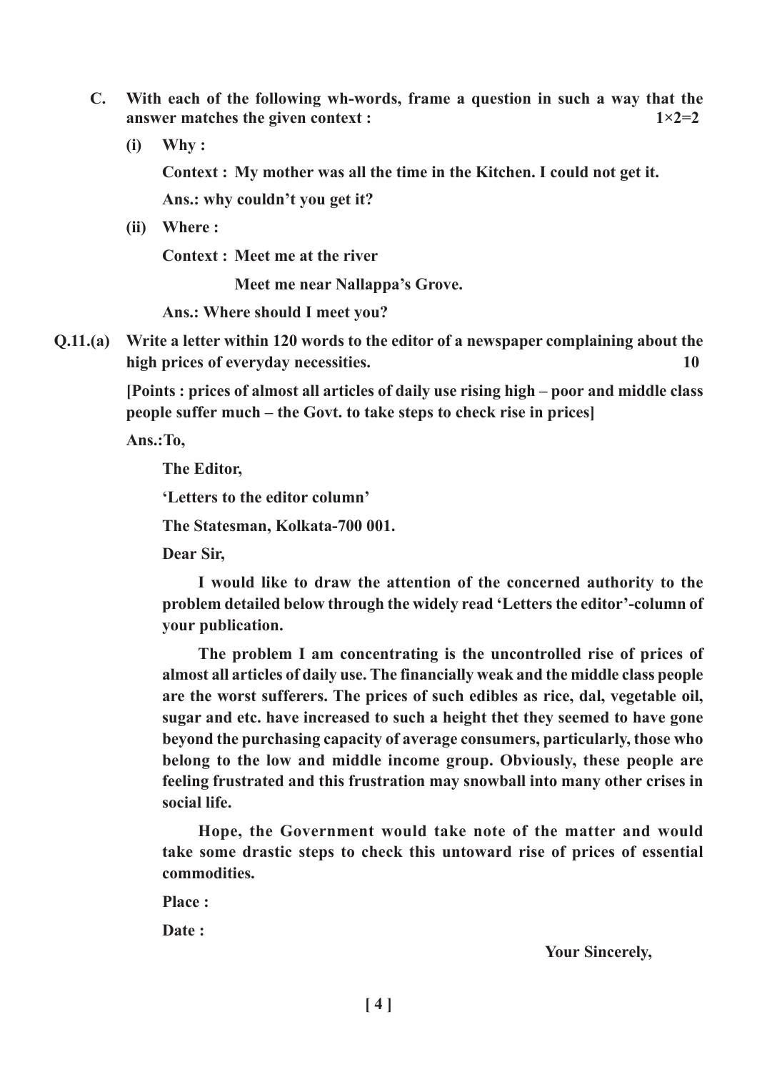**C. With each of the following wh-words, frame a question in such a way that the answer matches the given context : 1×2=2**

**(i) Why :**

**Context : My mother was all the time in the Kitchen. I could not get it.**

**Ans.: why couldn't you get it?**

**(ii) Where :**

**Context : Meet me at the river**

**Meet me near Nallappa's Grove.**

**Ans.: Where should I meet you?**

**Q.11.(a) Write a letter within 120 words to the editor of a newspaper complaining about the high prices of everyday necessities. 10**

**[Points : prices of almost all articles of daily use rising high – poor and middle class people suffer much – the Govt. to take steps to check rise in prices]**

**Ans.:To,**

**The Editor,**

**'Letters to the editor column'**

**The Statesman, Kolkata-700 001.**

**Dear Sir,**

**I would like to draw the attention of the concerned authority to the problem detailed below through the widely read 'Letters the editor'-column of your publication.**

**The problem I am concentrating is the uncontrolled rise of prices of almost all articles of daily use. The financially weak and the middle class people are the worst sufferers. The prices of such edibles as rice, dal, vegetable oil, sugar and etc. have increased to such a height thet they seemed to have gone beyond the purchasing capacity of average consumers, particularly, those who belong to the low and middle income group. Obviously, these people are feeling frustrated and this frustration may snowball into many other crises in social life.**

**Hope, the Government would take note of the matter and would take some drastic steps to check this untoward rise of prices of essential commodities.**

**Place :**

**Date :**

**Your Sincerely,**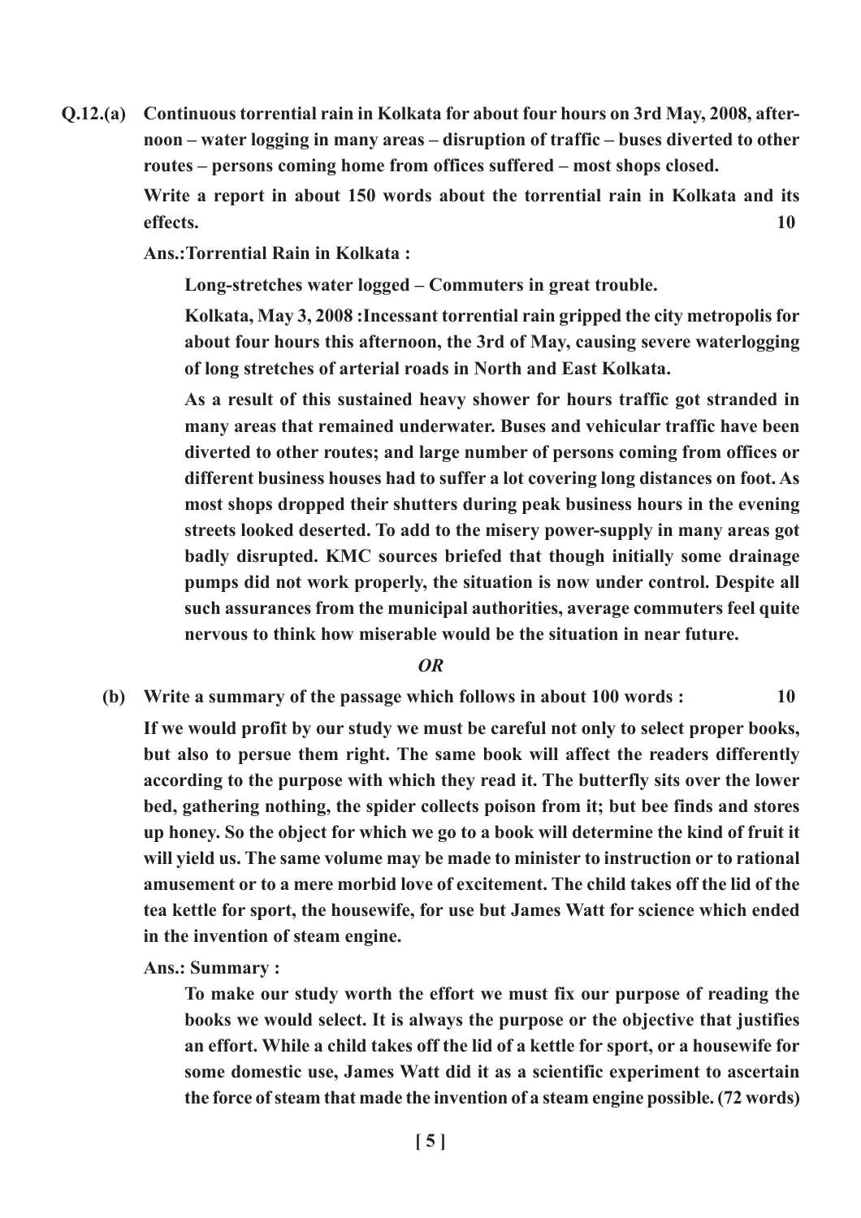**Q.12.(a) Continuous torrential rain in Kolkata for about four hours on 3rd May, 2008, afternoon – water logging in many areas – disruption of traffic – buses diverted to other routes – persons coming home from offices suffered – most shops closed.**

**Write a report in about 150 words about the torrential rain in Kolkata and its effects. 10**

**Ans.:Torrential Rain in Kolkata :**

**Long-stretches water logged – Commuters in great trouble.**

**Kolkata, May 3, 2008 :Incessant torrential rain gripped the city metropolis for about four hours this afternoon, the 3rd of May, causing severe waterlogging of long stretches of arterial roads in North and East Kolkata.**

**As a result of this sustained heavy shower for hours traffic got stranded in many areas that remained underwater. Buses and vehicular traffic have been diverted to other routes; and large number of persons coming from offices or different business houses had to suffer a lot covering long distances on foot. As most shops dropped their shutters during peak business hours in the evening streets looked deserted. To add to the misery power-supply in many areas got badly disrupted. KMC sources briefed that though initially some drainage pumps did not work properly, the situation is now under control. Despite all such assurances from the municipal authorities, average commuters feel quite nervous to think how miserable would be the situation in near future.**

***OR***

**(b) Write a summary of the passage which follows in about 100 words : 10**

**If we would profit by our study we must be careful not only to select proper books, but also to persue them right. The same book will affect the readers differently according to the purpose with which they read it. The butterfly sits over the lower bed, gathering nothing, the spider collects poison from it; but bee finds and stores up honey. So the object for which we go to a book will determine the kind of fruit it will yield us. The same volume may be made to minister to instruction or to rational amusement or to a mere morbid love of excitement. The child takes off the lid of the tea kettle for sport, the housewife, for use but James Watt for science which ended in the invention of steam engine.**

**Ans.: Summary :**

**To make our study worth the effort we must fix our purpose of reading the books we would select. It is always the purpose or the objective that justifies an effort. While a child takes off the lid of a kettle for sport, or a housewife for some domestic use, James Watt did it as a scientific experiment to ascertain the force of steam that made the invention of a steam engine possible. (72 words)**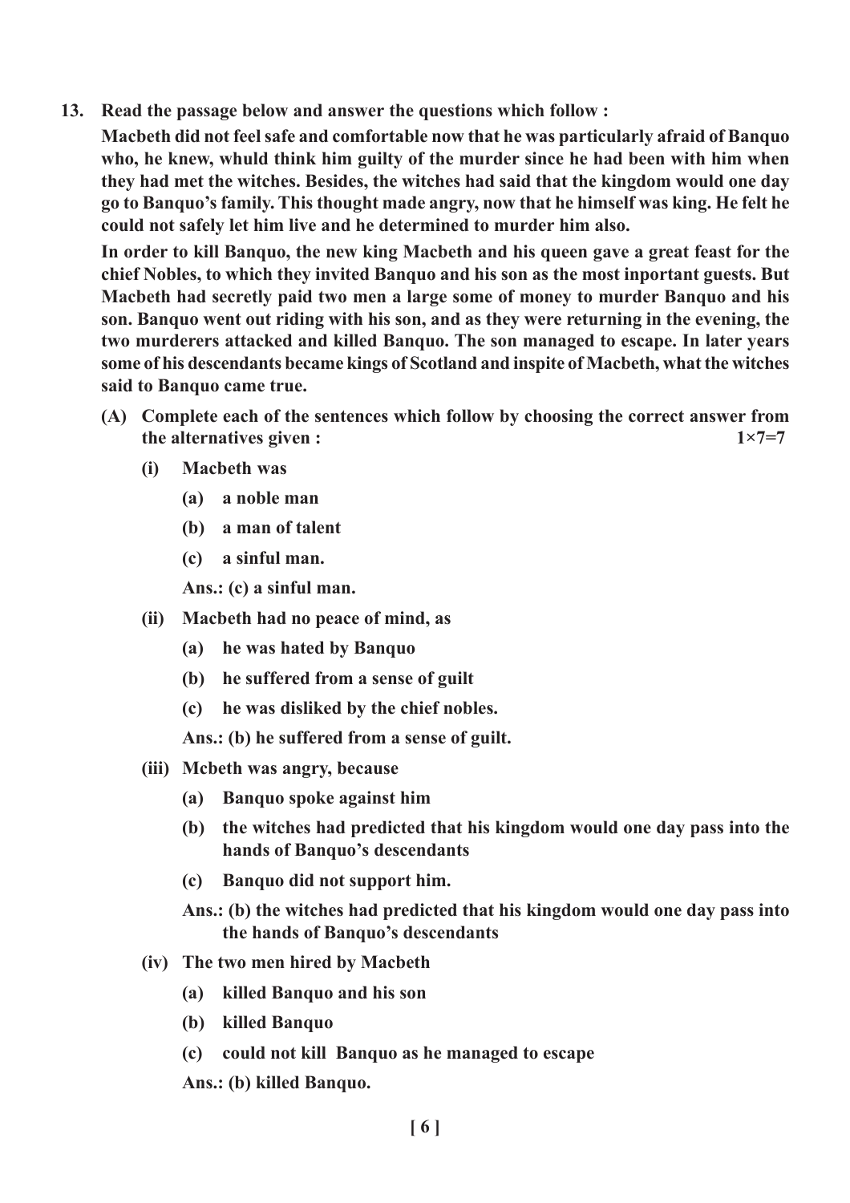**13. Read the passage below and answer the questions which follow :**

**Macbeth did not feel safe and comfortable now that he was particularly afraid of Banquo who, he knew, whuld think him guilty of the murder since he had been with him when they had met the witches. Besides, the witches had said that the kingdom would one day go to Banquo's family. This thought made angry, now that he himself was king. He felt he could not safely let him live and he determined to murder him also.**

**In order to kill Banquo, the new king Macbeth and his queen gave a great feast for the chief Nobles, to which they invited Banquo and his son as the most inportant guests. But Macbeth had secretly paid two men a large some of money to murder Banquo and his son. Banquo went out riding with his son, and as they were returning in the evening, the two murderers attacked and killed Banquo. The son managed to escape. In later years some of his descendants became kings of Scotland and inspite of Macbeth, what the witches said to Banquo came true.**

**(A) Complete each of the sentences which follow by choosing the correct answer from the alternatives given :** **1×7=7**

**(i) Macbeth was**

**(a) a noble man**

**(b) a man of talent**

**(c) a sinful man.**

**Ans.: (c) a sinful man.**

**(ii) Macbeth had no peace of mind, as**

**(a) he was hated by Banquo**

**(b) he suffered from a sense of guilt**

**(c) he was disliked by the chief nobles.**

**Ans.: (b) he suffered from a sense of guilt.**

**(iii) Mcbeth was angry, because**

**(a) Banquo spoke against him**

**(b) the witches had predicted that his kingdom would one day pass into the hands of Banquo's descendants**

**(c) Banquo did not support him.**

**Ans.: (b) the witches had predicted that his kingdom would one day pass into the hands of Banquo's descendants**

**(iv) The two men hired by Macbeth**

**(a) killed Banquo and his son**

**(b) killed Banquo**

**(c) could not kill Banquo as he managed to escape**

**Ans.: (b) killed Banquo.**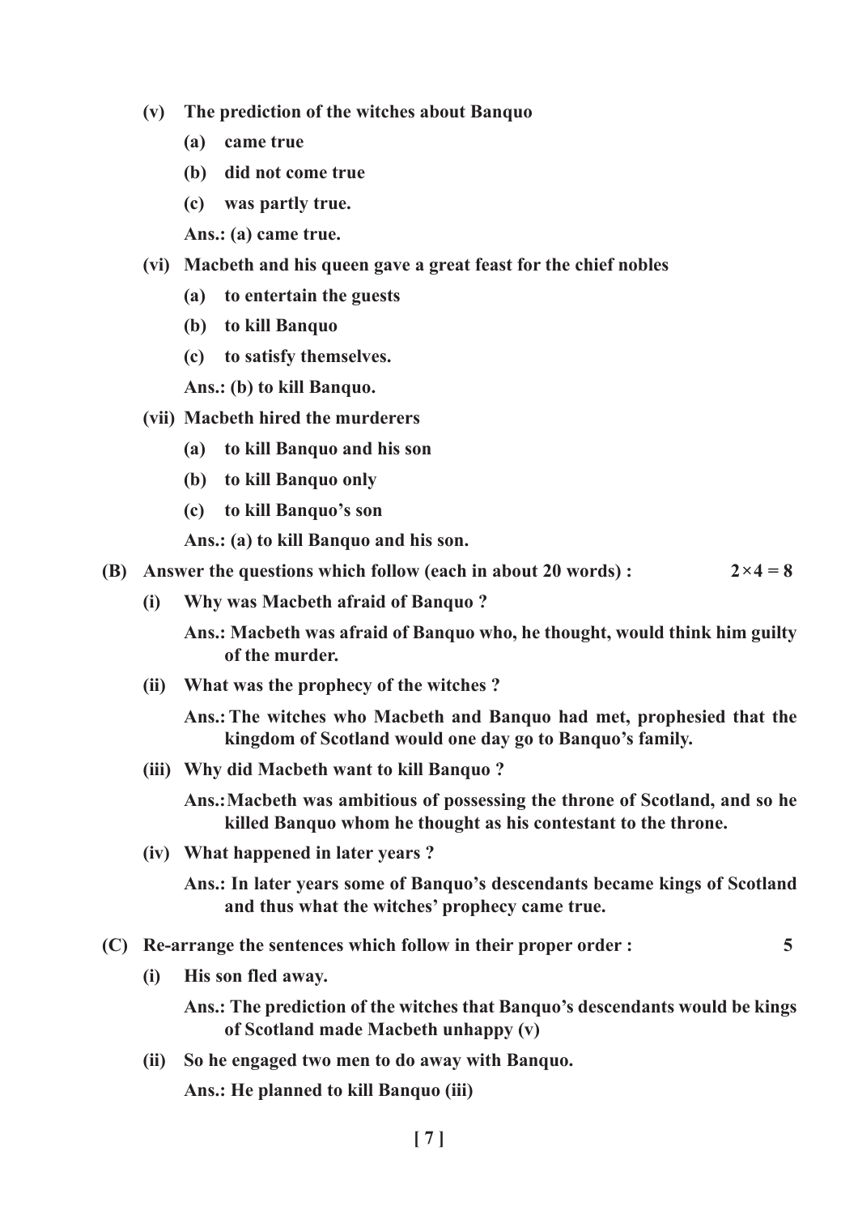**(v) The prediction of the witches about Banquo**

- **(a) came true**
- **(b) did not come true**
- **(c) was partly true.**

**Ans.: (a) came true.**

**(vi) Macbeth and his queen gave a great feast for the chief nobles**

- **(a) to entertain the guests**
- **(b) to kill Banquo**
- **(c) to satisfy themselves.**

**Ans.: (b) to kill Banquo.**

**(vii) Macbeth hired the murderers**

- **(a) to kill Banquo and his son**
- **(b) to kill Banquo only**
- **(c) to kill Banquo's son**

**Ans.: (a) to kill Banquo and his son.**

**(B) Answer the questions which follow (each in about 20 words) : 2×4 = 8**

**(i) Why was Macbeth afraid of Banquo ?**

**Ans.: Macbeth was afraid of Banquo who, he thought, would think him guilty of the murder.**

**(ii) What was the prophecy of the witches ?**

**Ans.: The witches who Macbeth and Banquo had met, prophesied that the kingdom of Scotland would one day go to Banquo's family.**

**(iii) Why did Macbeth want to kill Banquo ?**

**Ans.: Macbeth was ambitious of possessing the throne of Scotland, and so he killed Banquo whom he thought as his contestant to the throne.**

**(iv) What happened in later years ?**

**Ans.: In later years some of Banquo's descendants became kings of Scotland and thus what the witches' prophecy came true.**

**(C) Re-arrange the sentences which follow in their proper order : 5**

**(i) His son fled away.**

**Ans.: The prediction of the witches that Banquo's descendants would be kings of Scotland made Macbeth unhappy (v)**

**(ii) So he engaged two men to do away with Banquo.**

**Ans.: He planned to kill Banquo (iii)**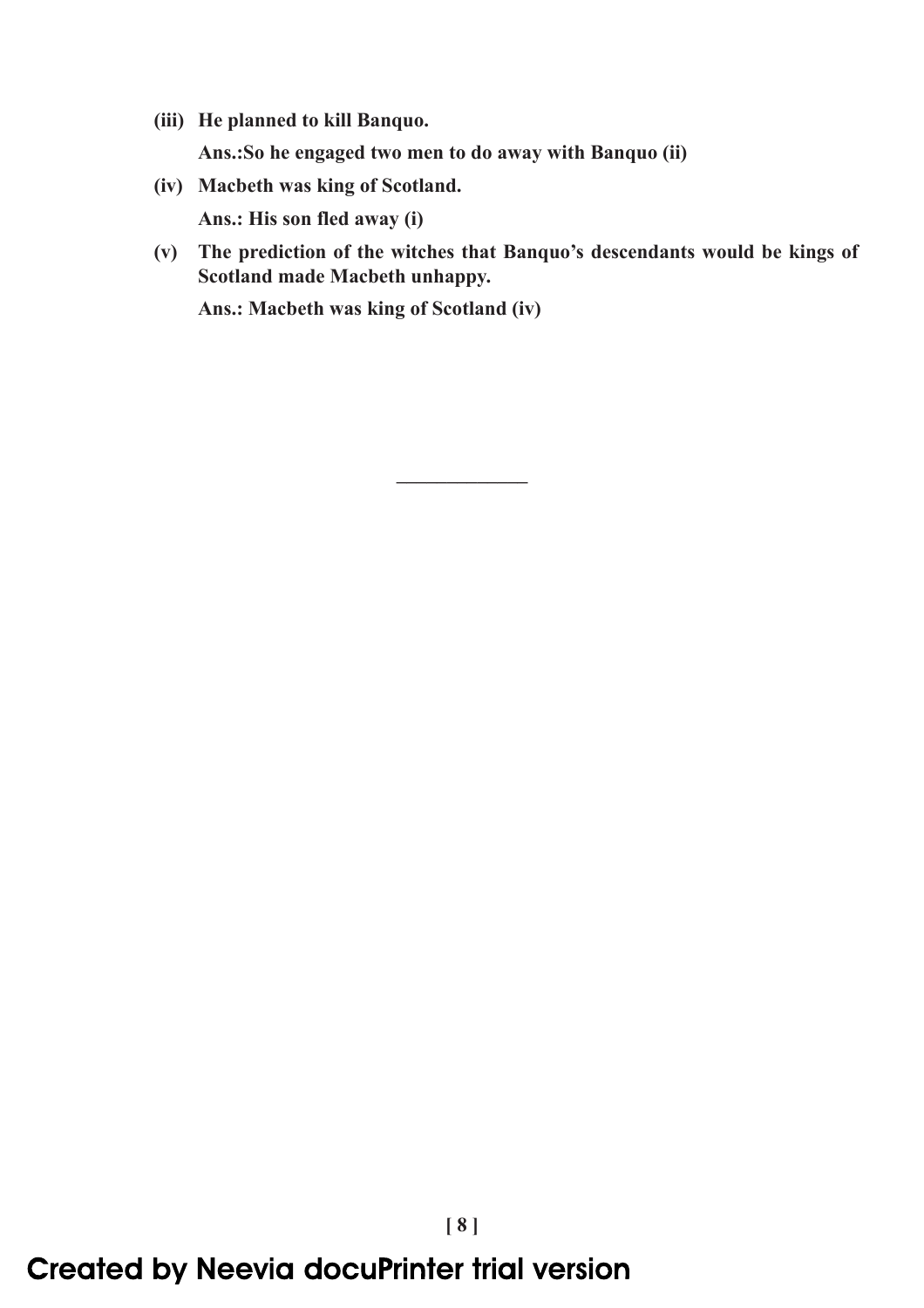**(iii) He planned to kill Banquo.**

**Ans.:So he engaged two men to do away with Banquo (ii)**

**(iv) Macbeth was king of Scotland.**

**Ans.: His son fled away (i)**

**(v) The prediction of the witches that Banquo's descendants would be kings of Scotland made Macbeth unhappy.**

**Ans.: Macbeth was king of Scotland (iv)**

---

Created by Neevia docuPrinter trial version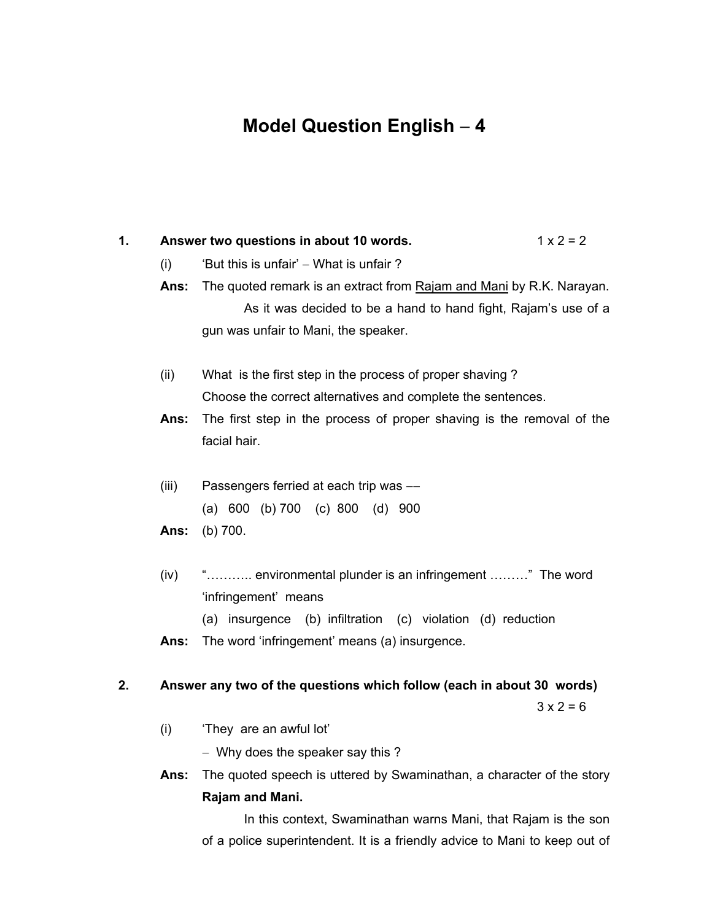# Model Question English – 4

**1. Answer two questions in about 10 words.** 1 x 2 = 2

(i) 'But this is unfair' – What is unfair ?

**Ans:** The quoted remark is an extract from Rajam and Mani by R.K. Narayan.

As it was decided to be a hand to hand fight, Rajam's use of a gun was unfair to Mani, the speaker.

(ii) What is the first step in the process of proper shaving ?

Choose the correct alternatives and complete the sentences.

**Ans:** The first step in the process of proper shaving is the removal of the facial hair.

(iii) Passengers ferried at each trip was —

(a) 600 (b) 700 (c) 800 (d) 900

**Ans:** (b) 700.

(iv) "……….. environmental plunder is an infringement ………" The word 'infringement' means

(a) insurgence (b) infiltration (c) violation (d) reduction

**Ans:** The word 'infringement' means (a) insurgence.

**2. Answer any two of the questions which follow (each in about 30 words)** 3 x 2 = 6

(i) 'They are an awful lot'

– Why does the speaker say this ?

**Ans:** The quoted speech is uttered by Swaminathan, a character of the story **Rajam and Mani.**

In this context, Swaminathan warns Mani, that Rajam is the son of a police superintendent. It is a friendly advice to Mani to keep out of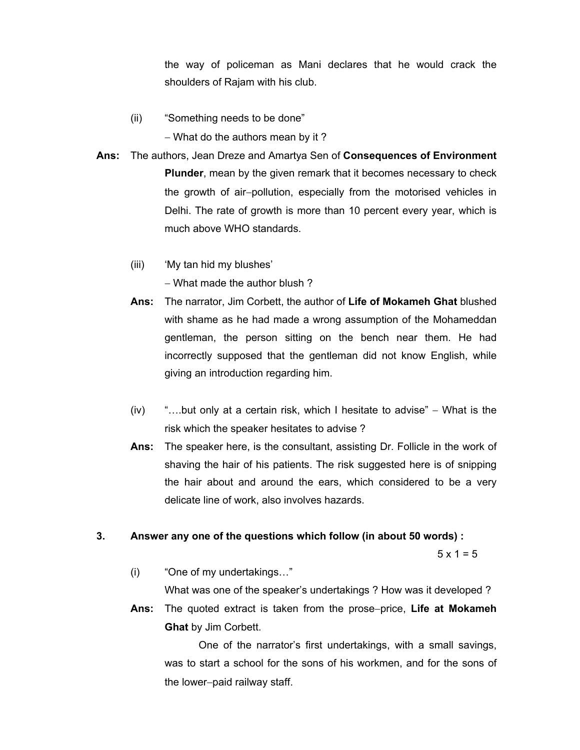the way of policeman as Mani declares that he would crack the shoulders of Rajam with his club.

(ii) "Something needs to be done"

– What do the authors mean by it ?

**Ans:** The authors, Jean Dreze and Amartya Sen of **Consequences of Environment Plunder**, mean by the given remark that it becomes necessary to check the growth of air–pollution, especially from the motorised vehicles in Delhi. The rate of growth is more than 10 percent every year, which is much above WHO standards.

(iii) 'My tan hid my blushes'

– What made the author blush ?

**Ans:** The narrator, Jim Corbett, the author of **Life of Mokameh Ghat** blushed with shame as he had made a wrong assumption of the Mohameddan gentleman, the person sitting on the bench near them. He had incorrectly supposed that the gentleman did not know English, while giving an introduction regarding him.

(iv) "….but only at a certain risk, which I hesitate to advise" – What is the risk which the speaker hesitates to advise ?

**Ans:** The speaker here, is the consultant, assisting Dr. Follicle in the work of shaving the hair of his patients. The risk suggested here is of snipping the hair about and around the ears, which considered to be a very delicate line of work, also involves hazards.

**3. Answer any one of the questions which follow (in about 50 words) :**

5 x 1 = 5

(i) "One of my undertakings…"

What was one of the speaker's undertakings ? How was it developed ?

**Ans:** The quoted extract is taken from the prose–price, **Life at Mokameh Ghat** by Jim Corbett.

One of the narrator's first undertakings, with a small savings, was to start a school for the sons of his workmen, and for the sons of the lower–paid railway staff.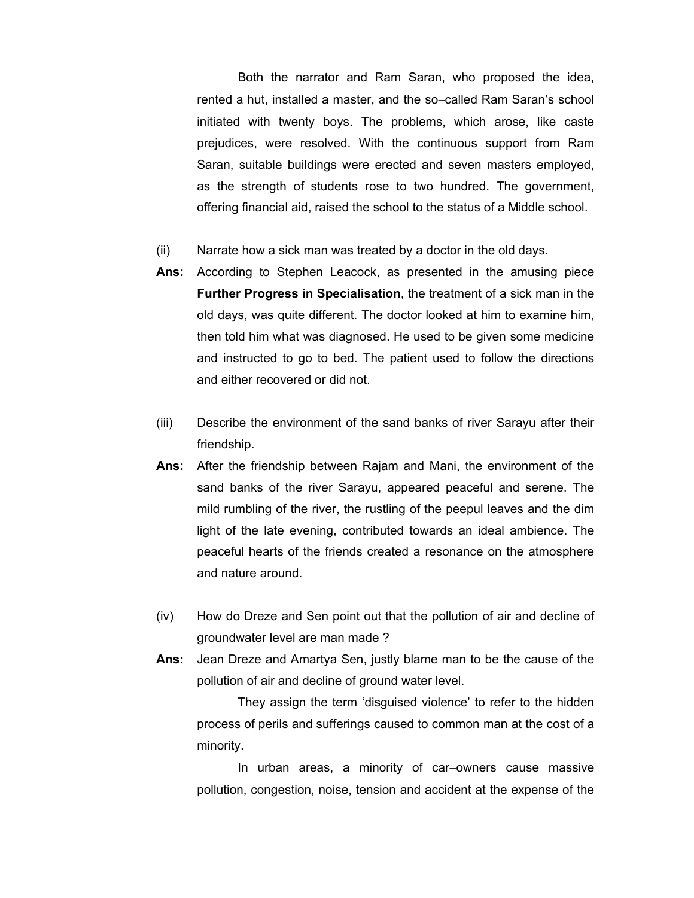Both the narrator and Ram Saran, who proposed the idea, rented a hut, installed a master, and the so–called Ram Saran's school initiated with twenty boys. The problems, which arose, like caste prejudices, were resolved. With the continuous support from Ram Saran, suitable buildings were erected and seven masters employed, as the strength of students rose to two hundred. The government, offering financial aid, raised the school to the status of a Middle school.

(ii) Narrate how a sick man was treated by a doctor in the old days.

**Ans:** According to Stephen Leacock, as presented in the amusing piece **Further Progress in Specialisation**, the treatment of a sick man in the old days, was quite different. The doctor looked at him to examine him, then told him what was diagnosed. He used to be given some medicine and instructed to go to bed. The patient used to follow the directions and either recovered or did not.

(iii) Describe the environment of the sand banks of river Sarayu after their friendship.

**Ans:** After the friendship between Rajam and Mani, the environment of the sand banks of the river Sarayu, appeared peaceful and serene. The mild rumbling of the river, the rustling of the peepul leaves and the dim light of the late evening, contributed towards an ideal ambience. The peaceful hearts of the friends created a resonance on the atmosphere and nature around.

(iv) How do Dreze and Sen point out that the pollution of air and decline of groundwater level are man made ?

**Ans:** Jean Dreze and Amartya Sen, justly blame man to be the cause of the pollution of air and decline of ground water level.

They assign the term 'disguised violence' to refer to the hidden process of perils and sufferings caused to common man at the cost of a minority.

In urban areas, a minority of car–owners cause massive pollution, congestion, noise, tension and accident at the expense of the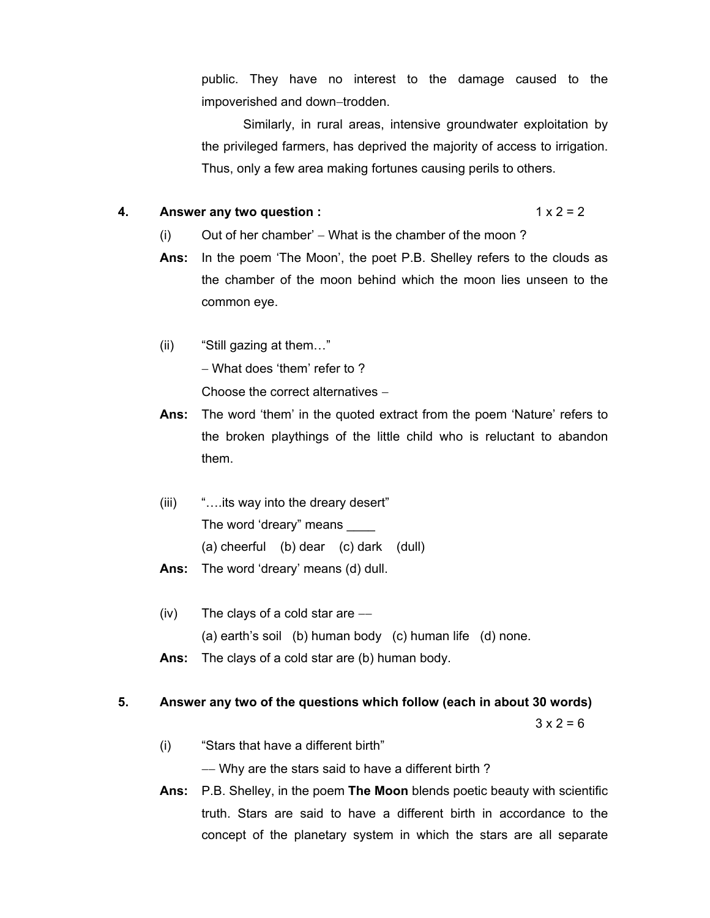public. They have no interest to the damage caused to the impoverished and down–trodden.

Similarly, in rural areas, intensive groundwater exploitation by the privileged farmers, has deprived the majority of access to irrigation. Thus, only a few area making fortunes causing perils to others.

**4. Answer any two question :** 1 x 2 = 2

(i) Out of her chamber' – What is the chamber of the moon ?

**Ans:** In the poem 'The Moon', the poet P.B. Shelley refers to the clouds as the chamber of the moon behind which the moon lies unseen to the common eye.

(ii) "Still gazing at them…"

– What does 'them' refer to ?

Choose the correct alternatives –

**Ans:** The word 'them' in the quoted extract from the poem 'Nature' refers to the broken playthings of the little child who is reluctant to abandon them.

(iii) "….its way into the dreary desert"

The word 'dreary" means ____

(a) cheerful (b) dear (c) dark (dull)

**Ans:** The word 'dreary' means (d) dull.

(iv) The clays of a cold star are ––

(a) earth's soil (b) human body (c) human life (d) none.

**Ans:** The clays of a cold star are (b) human body.

**5. Answer any two of the questions which follow (each in about 30 words)**

3 x 2 = 6

(i) "Stars that have a different birth"

–– Why are the stars said to have a different birth ?

**Ans:** P.B. Shelley, in the poem **The Moon** blends poetic beauty with scientific truth. Stars are said to have a different birth in accordance to the concept of the planetary system in which the stars are all separate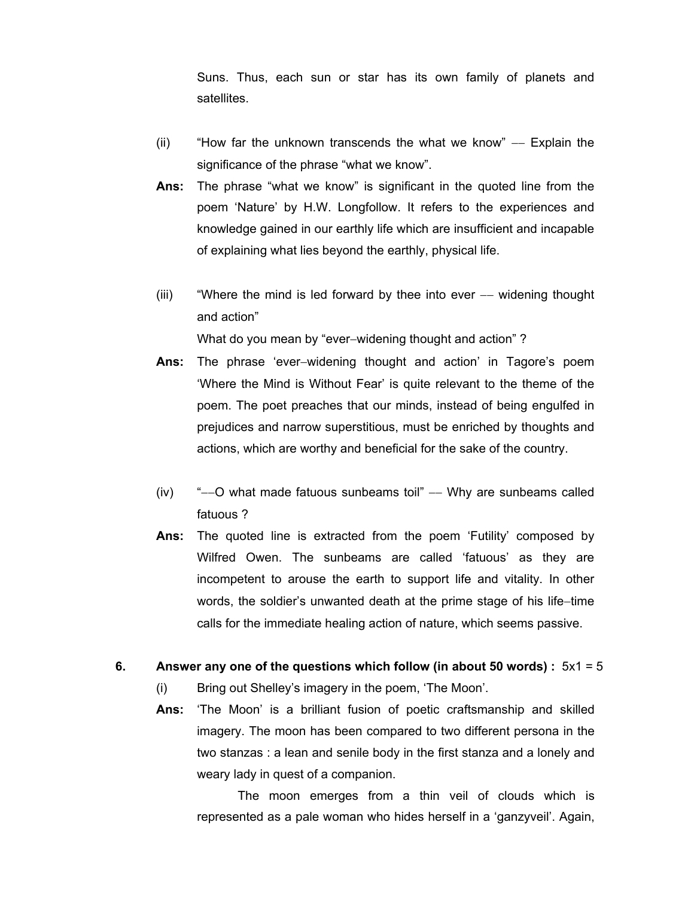Suns. Thus, each sun or star has its own family of planets and satellites.

(ii) "How far the unknown transcends the what we know" — Explain the significance of the phrase "what we know".

**Ans:** The phrase "what we know" is significant in the quoted line from the poem 'Nature' by H.W. Longfollow. It refers to the experiences and knowledge gained in our earthly life which are insufficient and incapable of explaining what lies beyond the earthly, physical life.

(iii) "Where the mind is led forward by thee into ever –– widening thought and action"

What do you mean by "ever–widening thought and action" ?

**Ans:** The phrase 'ever–widening thought and action' in Tagore's poem 'Where the Mind is Without Fear' is quite relevant to the theme of the poem. The poet preaches that our minds, instead of being engulfed in prejudices and narrow superstitious, must be enriched by thoughts and actions, which are worthy and beneficial for the sake of the country.

(iv) "––O what made fatuous sunbeams toil" — Why are sunbeams called fatuous ?

**Ans:** The quoted line is extracted from the poem 'Futility' composed by Wilfred Owen. The sunbeams are called 'fatuous' as they are incompetent to arouse the earth to support life and vitality. In other words, the soldier's unwanted death at the prime stage of his life–time calls for the immediate healing action of nature, which seems passive.

**6. Answer any one of the questions which follow (in about 50 words) :** 5x1 = 5

(i) Bring out Shelley's imagery in the poem, 'The Moon'.

**Ans:** 'The Moon' is a brilliant fusion of poetic craftsmanship and skilled imagery. The moon has been compared to two different persona in the two stanzas : a lean and senile body in the first stanza and a lonely and weary lady in quest of a companion.

The moon emerges from a thin veil of clouds which is represented as a pale woman who hides herself in a 'ganzyveil'. Again,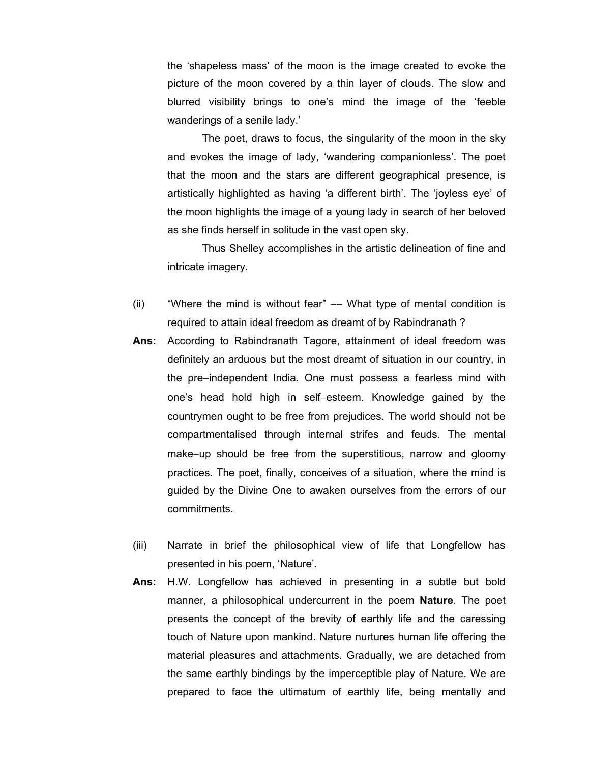the 'shapeless mass' of the moon is the image created to evoke the picture of the moon covered by a thin layer of clouds. The slow and blurred visibility brings to one's mind the image of the 'feeble wanderings of a senile lady.'

The poet, draws to focus, the singularity of the moon in the sky and evokes the image of lady, 'wandering companionless'. The poet that the moon and the stars are different geographical presence, is artistically highlighted as having 'a different birth'. The 'joyless eye' of the moon highlights the image of a young lady in search of her beloved as she finds herself in solitude in the vast open sky.

Thus Shelley accomplishes in the artistic delineation of fine and intricate imagery.

(ii) "Where the mind is without fear" –– What type of mental condition is required to attain ideal freedom as dreamt of by Rabindranath ?

**Ans:** According to Rabindranath Tagore, attainment of ideal freedom was definitely an arduous but the most dreamt of situation in our country, in the pre–independent India. One must possess a fearless mind with one's head hold high in self–esteem. Knowledge gained by the countrymen ought to be free from prejudices. The world should not be compartmentalised through internal strifes and feuds. The mental make–up should be free from the superstitious, narrow and gloomy practices. The poet, finally, conceives of a situation, where the mind is guided by the Divine One to awaken ourselves from the errors of our commitments.

(iii) Narrate in brief the philosophical view of life that Longfellow has presented in his poem, 'Nature'.

**Ans:** H.W. Longfellow has achieved in presenting in a subtle but bold manner, a philosophical undercurrent in the poem **Nature**. The poet presents the concept of the brevity of earthly life and the caressing touch of Nature upon mankind. Nature nurtures human life offering the material pleasures and attachments. Gradually, we are detached from the same earthly bindings by the imperceptible play of Nature. We are prepared to face the ultimatum of earthly life, being mentally and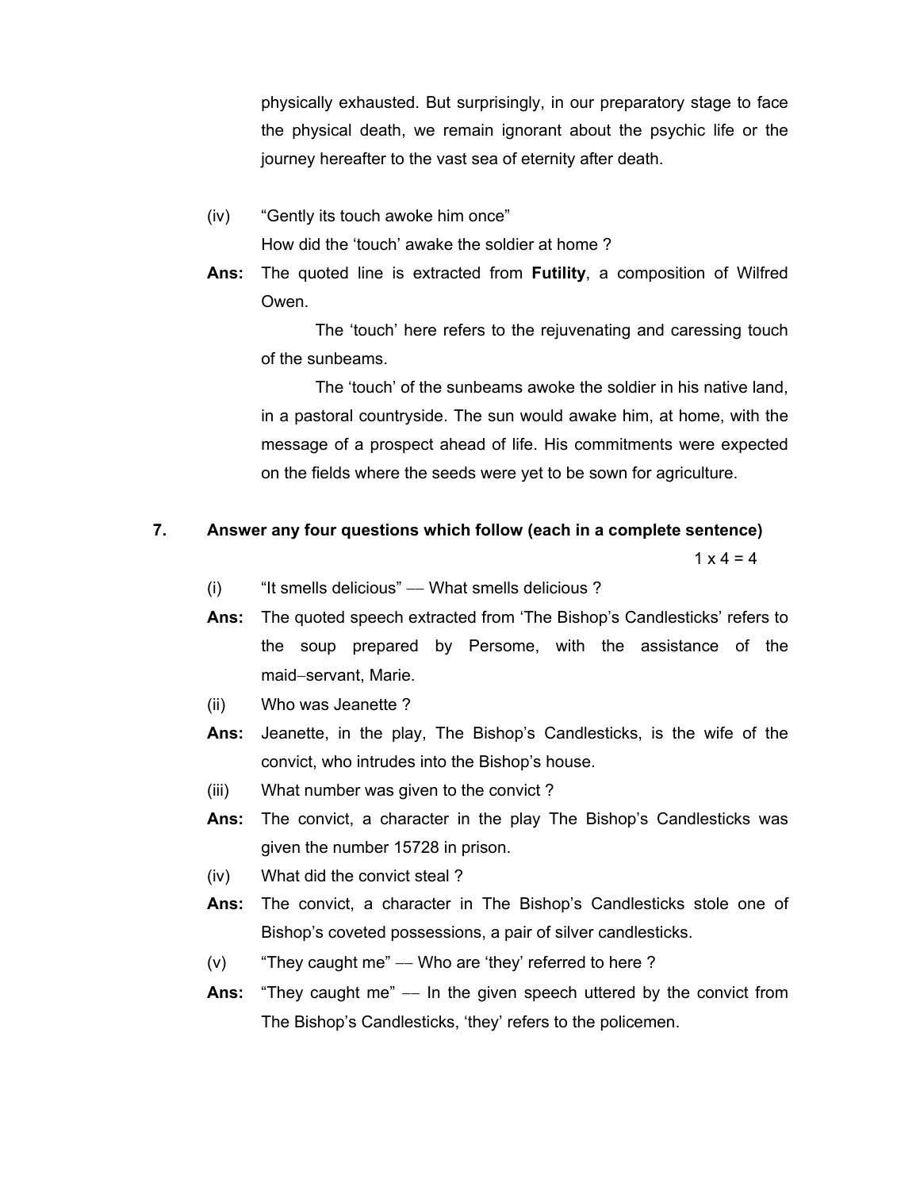physically exhausted. But surprisingly, in our preparatory stage to face the physical death, we remain ignorant about the psychic life or the journey hereafter to the vast sea of eternity after death.

(iv) "Gently its touch awoke him once"

How did the 'touch' awake the soldier at home ?

**Ans:** The quoted line is extracted from **Futility**, a composition of Wilfred Owen.

The 'touch' here refers to the rejuvenating and caressing touch of the sunbeams.

The 'touch' of the sunbeams awoke the soldier in his native land, in a pastoral countryside. The sun would awake him, at home, with the message of a prospect ahead of life. His commitments were expected on the fields where the seeds were yet to be sown for agriculture.

**7. Answer any four questions which follow (each in a complete sentence)**

1 x 4 = 4

(i) "It smells delicious" –– What smells delicious ?

**Ans:** The quoted speech extracted from 'The Bishop's Candlesticks' refers to the soup prepared by Persome, with the assistance of the maid–servant, Marie.

(ii) Who was Jeanette ?

**Ans:** Jeanette, in the play, The Bishop's Candlesticks, is the wife of the convict, who intrudes into the Bishop's house.

(iii) What number was given to the convict ?

**Ans:** The convict, a character in the play The Bishop's Candlesticks was given the number 15728 in prison.

(iv) What did the convict steal ?

**Ans:** The convict, a character in The Bishop's Candlesticks stole one of Bishop's coveted possessions, a pair of silver candlesticks.

(v) "They caught me" –– Who are 'they' referred to here ?

**Ans:** "They caught me" — In the given speech uttered by the convict from The Bishop's Candlesticks, 'they' refers to the policemen.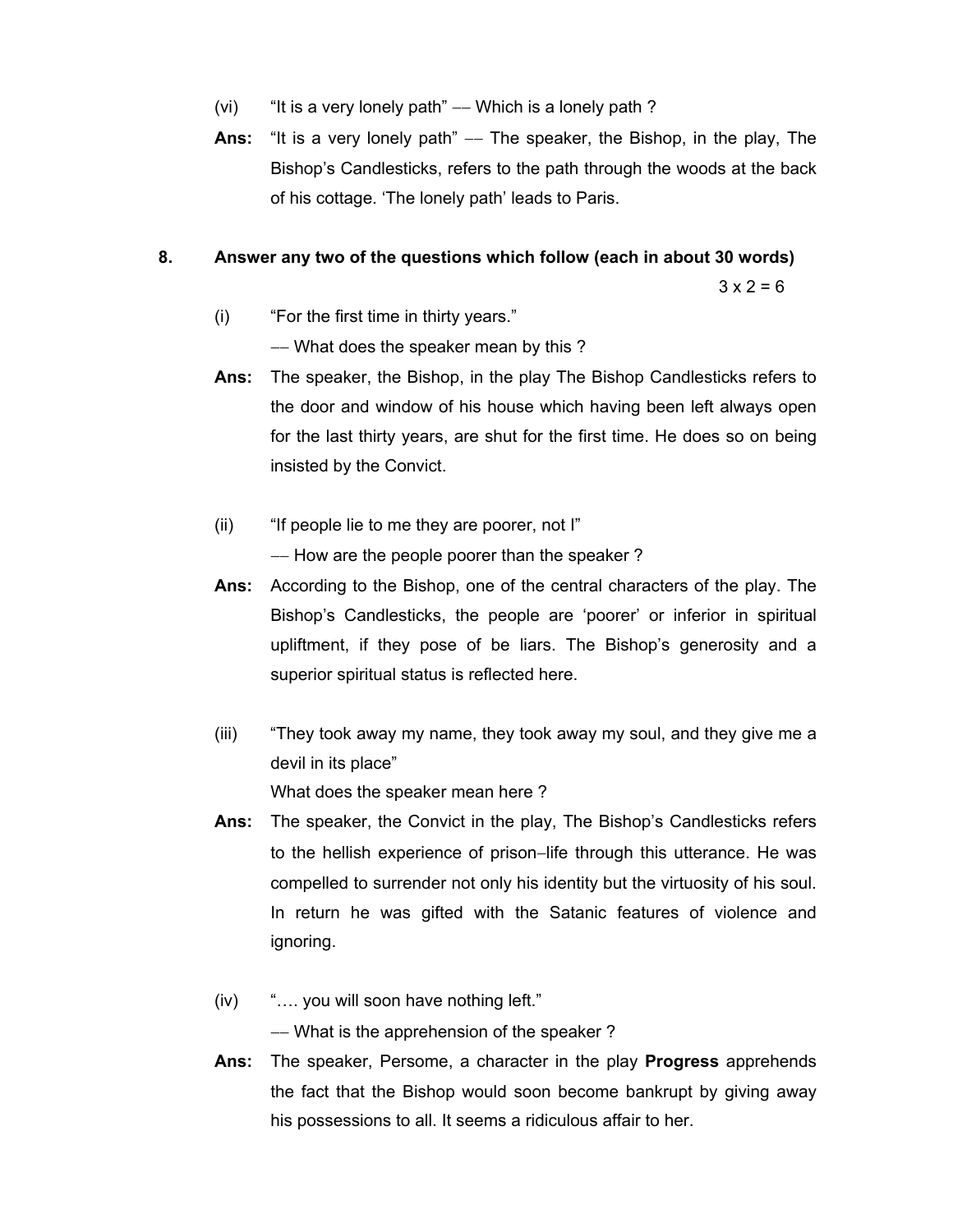(vi) "It is a very lonely path" –– Which is a lonely path ?

**Ans:** "It is a very lonely path" –– The speaker, the Bishop, in the play, The Bishop's Candlesticks, refers to the path through the woods at the back of his cottage. 'The lonely path' leads to Paris.

**8. Answer any two of the questions which follow (each in about 30 words)**

3 x 2 = 6

(i) "For the first time in thirty years."

–– What does the speaker mean by this ?

**Ans:** The speaker, the Bishop, in the play The Bishop Candlesticks refers to the door and window of his house which having been left always open for the last thirty years, are shut for the first time. He does so on being insisted by the Convict.

(ii) "If people lie to me they are poorer, not I"

–– How are the people poorer than the speaker ?

**Ans:** According to the Bishop, one of the central characters of the play. The Bishop's Candlesticks, the people are 'poorer' or inferior in spiritual upliftment, if they pose of be liars. The Bishop's generosity and a superior spiritual status is reflected here.

(iii) "They took away my name, they took away my soul, and they give me a devil in its place"

What does the speaker mean here ?

**Ans:** The speaker, the Convict in the play, The Bishop's Candlesticks refers to the hellish experience of prison–life through this utterance. He was compelled to surrender not only his identity but the virtuosity of his soul. In return he was gifted with the Satanic features of violence and ignoring.

(iv) "…. you will soon have nothing left."

–– What is the apprehension of the speaker ?

**Ans:** The speaker, Persome, a character in the play **Progress** apprehends the fact that the Bishop would soon become bankrupt by giving away his possessions to all. It seems a ridiculous affair to her.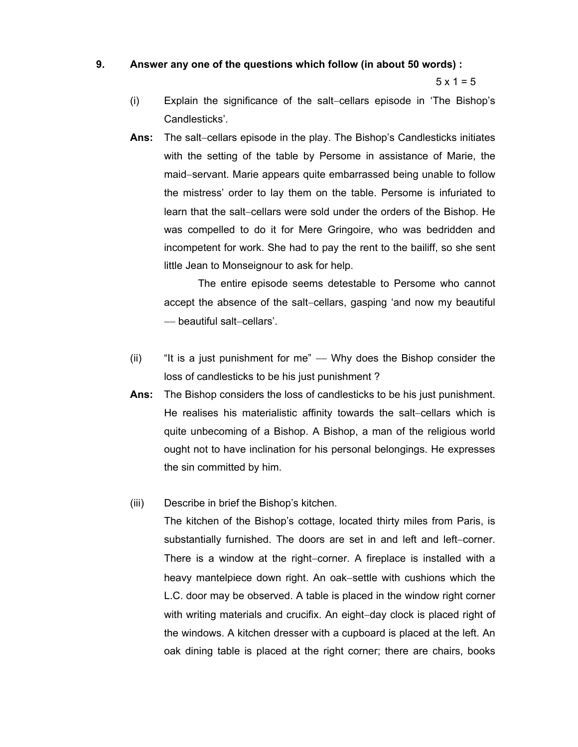**9. Answer any one of the questions which follow (in about 50 words) :**

5 x 1 = 5

(i) Explain the significance of the salt–cellars episode in 'The Bishop's Candlesticks'.

**Ans:** The salt–cellars episode in the play. The Bishop's Candlesticks initiates with the setting of the table by Persome in assistance of Marie, the maid–servant. Marie appears quite embarrassed being unable to follow the mistress' order to lay them on the table. Persome is infuriated to learn that the salt–cellars were sold under the orders of the Bishop. He was compelled to do it for Mere Gringoire, who was bedridden and incompetent for work. She had to pay the rent to the bailiff, so she sent little Jean to Monseignour to ask for help.

The entire episode seems detestable to Persome who cannot accept the absence of the salt–cellars, gasping 'and now my beautiful –– beautiful salt–cellars'.

(ii) "It is a just punishment for me" –– Why does the Bishop consider the loss of candlesticks to be his just punishment ?

**Ans:** The Bishop considers the loss of candlesticks to be his just punishment. He realises his materialistic affinity towards the salt–cellars which is quite unbecoming of a Bishop. A Bishop, a man of the religious world ought not to have inclination for his personal belongings. He expresses the sin committed by him.

(iii) Describe in brief the Bishop's kitchen.

The kitchen of the Bishop's cottage, located thirty miles from Paris, is substantially furnished. The doors are set in and left and left–corner. There is a window at the right–corner. A fireplace is installed with a heavy mantelpiece down right. An oak–settle with cushions which the L.C. door may be observed. A table is placed in the window right corner with writing materials and crucifix. An eight–day clock is placed right of the windows. A kitchen dresser with a cupboard is placed at the left. An oak dining table is placed at the right corner; there are chairs, books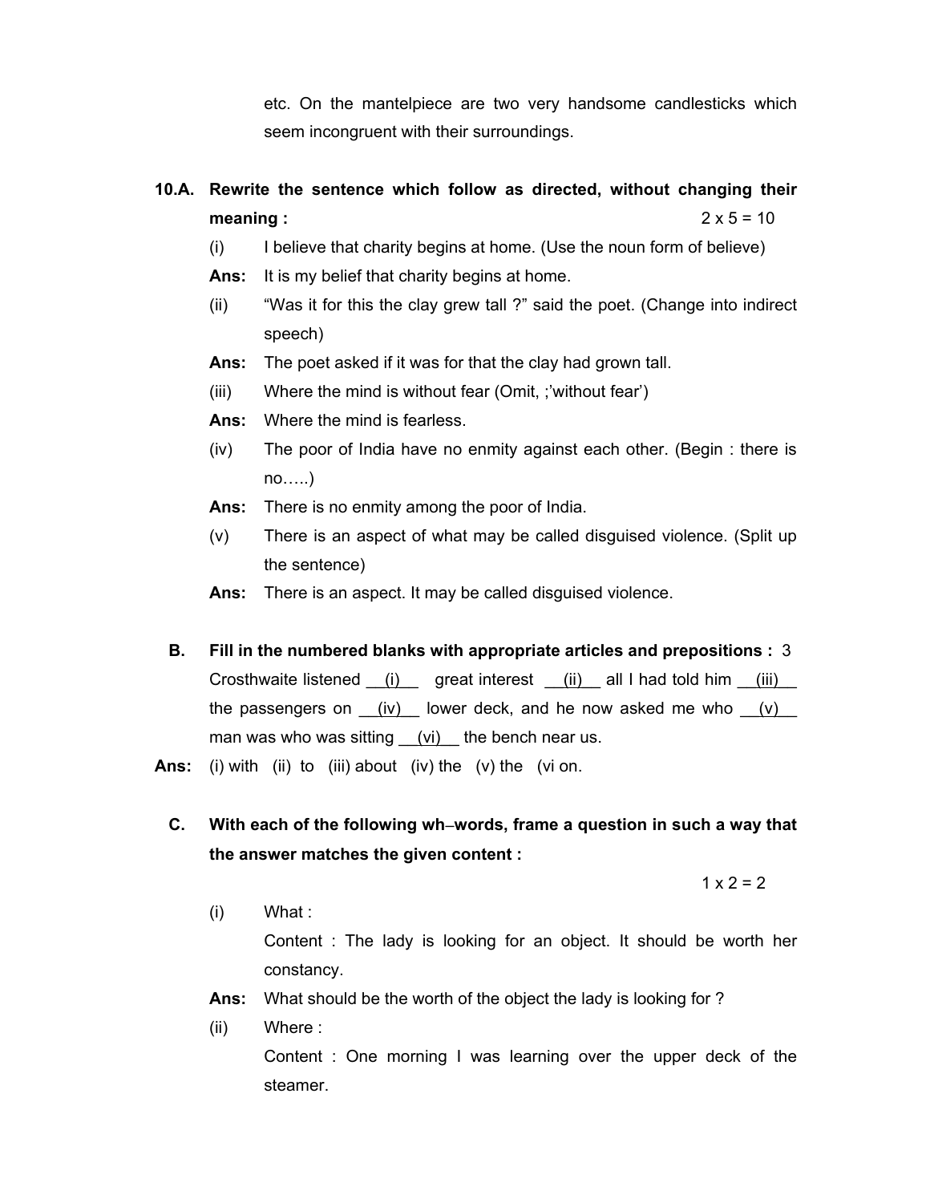etc. On the mantelpiece are two very handsome candlesticks which seem incongruent with their surroundings.

**10.A. Rewrite the sentence which follow as directed, without changing their meaning :** 2 x 5 = 10

(i) I believe that charity begins at home. (Use the noun form of believe)

**Ans:** It is my belief that charity begins at home.

(ii) "Was it for this the clay grew tall ?" said the poet. (Change into indirect speech)

**Ans:** The poet asked if it was for that the clay had grown tall.

(iii) Where the mind is without fear (Omit, ;'without fear')

**Ans:** Where the mind is fearless.

(iv) The poor of India have no enmity against each other. (Begin : there is no…..)

**Ans:** There is no enmity among the poor of India.

(v) There is an aspect of what may be called disguised violence. (Split up the sentence)

**Ans:** There is an aspect. It may be called disguised violence.

**B. Fill in the numbered blanks with appropriate articles and prepositions :** 3

Crosthwaite listened __(i)__ great interest __(ii)__ all I had told him __(iii)__ the passengers on __(iv)__ lower deck, and he now asked me who __(v)__ man was who was sitting __(vi)__ the bench near us.

**Ans:** (i) with (ii) to (iii) about (iv) the (v) the (vi on.

**C. With each of the following wh–words, frame a question in such a way that the answer matches the given content :**

1 x 2 = 2

(i) What :

Content : The lady is looking for an object. It should be worth her constancy.

**Ans:** What should be the worth of the object the lady is looking for ?

(ii) Where :

Content : One morning I was learning over the upper deck of the steamer.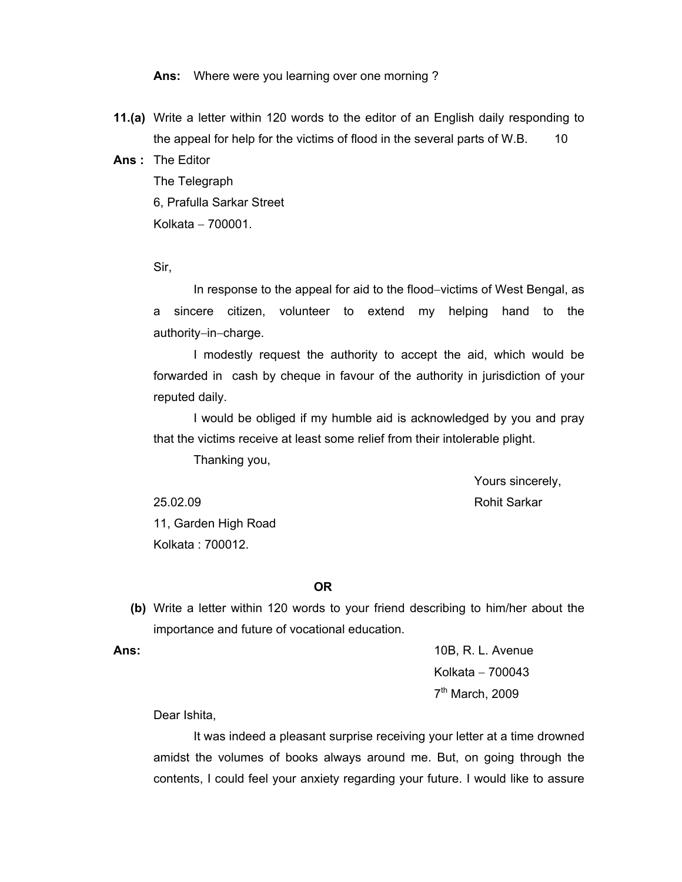**Ans:** Where were you learning over one morning ?

**11.(a)** Write a letter within 120 words to the editor of an English daily responding to the appeal for help for the victims of flood in the several parts of W.B. 10

**Ans :** The Editor
The Telegraph
6, Prafulla Sarkar Street
Kolkata – 700001.

Sir,

In response to the appeal for aid to the flood–victims of West Bengal, as a sincere citizen, volunteer to extend my helping hand to the authority–in–charge.

I modestly request the authority to accept the aid, which would be forwarded in cash by cheque in favour of the authority in jurisdiction of your reputed daily.

I would be obliged if my humble aid is acknowledged by you and pray that the victims receive at least some relief from their intolerable plight.

Thanking you,

Yours sincerely,
Rohit Sarkar

25.02.09
11, Garden High Road
Kolkata : 700012.

**OR**

**(b)** Write a letter within 120 words to your friend describing to him/her about the importance and future of vocational education.

**Ans:**

10B, R. L. Avenue
Kolkata – 700043
7th March, 2009

Dear Ishita,

It was indeed a pleasant surprise receiving your letter at a time drowned amidst the volumes of books always around me. But, on going through the contents, I could feel your anxiety regarding your future. I would like to assure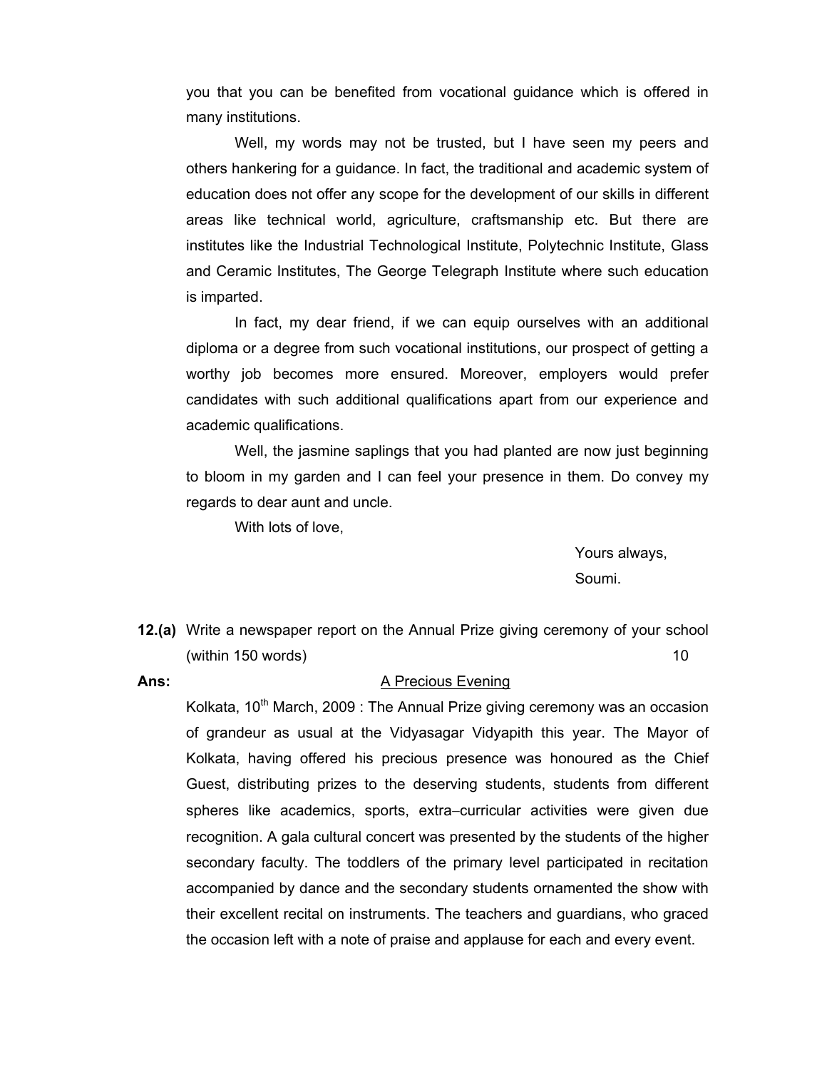you that you can be benefited from vocational guidance which is offered in many institutions.

Well, my words may not be trusted, but I have seen my peers and others hankering for a guidance. In fact, the traditional and academic system of education does not offer any scope for the development of our skills in different areas like technical world, agriculture, craftsmanship etc. But there are institutes like the Industrial Technological Institute, Polytechnic Institute, Glass and Ceramic Institutes, The George Telegraph Institute where such education is imparted.

In fact, my dear friend, if we can equip ourselves with an additional diploma or a degree from such vocational institutions, our prospect of getting a worthy job becomes more ensured. Moreover, employers would prefer candidates with such additional qualifications apart from our experience and academic qualifications.

Well, the jasmine saplings that you had planted are now just beginning to bloom in my garden and I can feel your presence in them. Do convey my regards to dear aunt and uncle.

With lots of love,

Yours always,
Soumi.

**12.(a)** Write a newspaper report on the Annual Prize giving ceremony of your school (within 150 words) 10

**Ans:** <u>A Precious Evening</u>

Kolkata, 10th March, 2009 : The Annual Prize giving ceremony was an occasion of grandeur as usual at the Vidyasagar Vidyapith this year. The Mayor of Kolkata, having offered his precious presence was honoured as the Chief Guest, distributing prizes to the deserving students, students from different spheres like academics, sports, extra–curricular activities were given due recognition. A gala cultural concert was presented by the students of the higher secondary faculty. The toddlers of the primary level participated in recitation accompanied by dance and the secondary students ornamented the show with their excellent recital on instruments. The teachers and guardians, who graced the occasion left with a note of praise and applause for each and every event.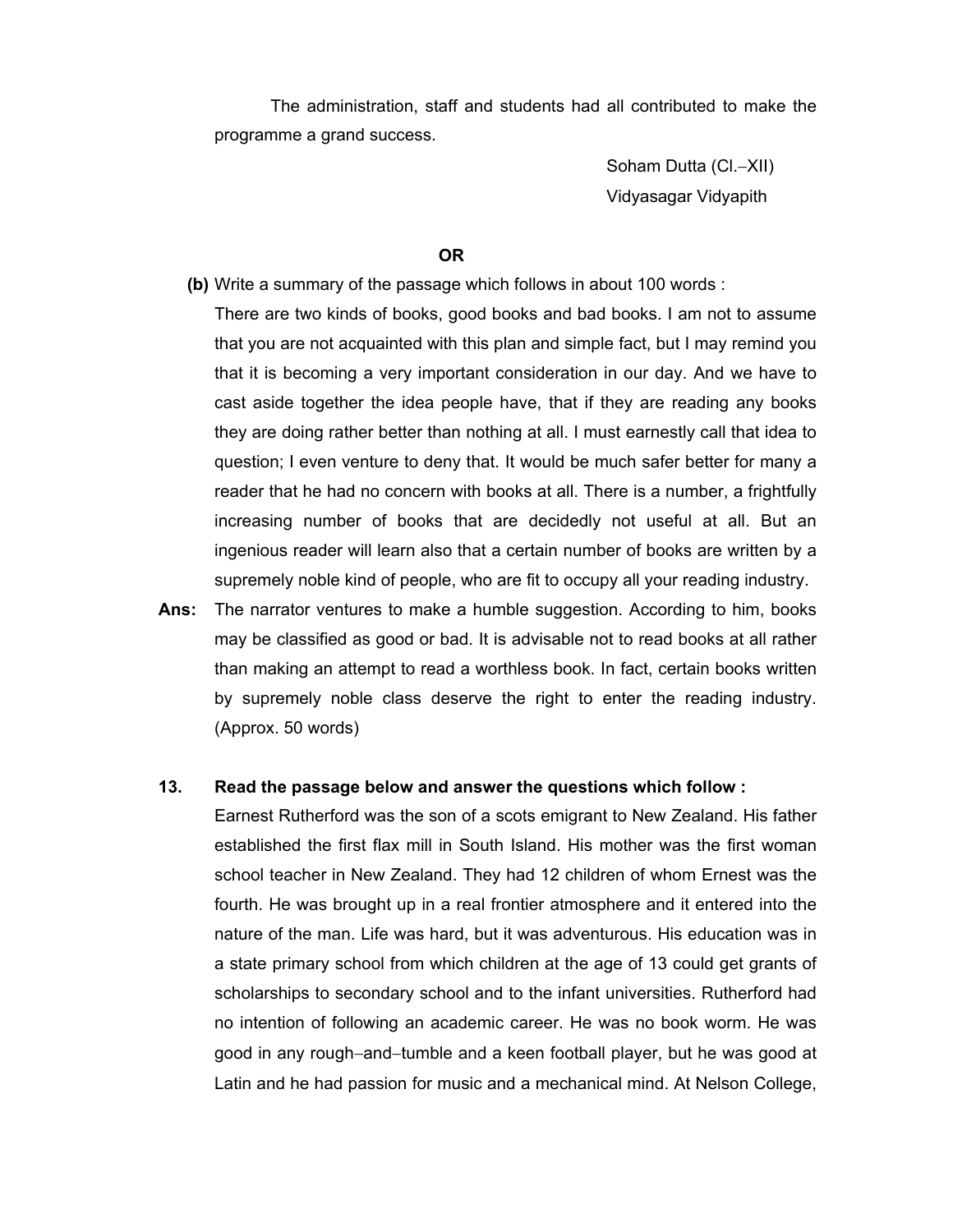The administration, staff and students had all contributed to make the programme a grand success.

Soham Dutta (Cl.–XII)
Vidyasagar Vidyapith

**OR**

**(b)** Write a summary of the passage which follows in about 100 words :

There are two kinds of books, good books and bad books. I am not to assume that you are not acquainted with this plan and simple fact, but I may remind you that it is becoming a very important consideration in our day. And we have to cast aside together the idea people have, that if they are reading any books they are doing rather better than nothing at all. I must earnestly call that idea to question; I even venture to deny that. It would be much safer better for many a reader that he had no concern with books at all. There is a number, a frightfully increasing number of books that are decidedly not useful at all. But an ingenious reader will learn also that a certain number of books are written by a supremely noble kind of people, who are fit to occupy all your reading industry.

**Ans:** The narrator ventures to make a humble suggestion. According to him, books may be classified as good or bad. It is advisable not to read books at all rather than making an attempt to read a worthless book. In fact, certain books written by supremely noble class deserve the right to enter the reading industry. (Approx. 50 words)

**13. Read the passage below and answer the questions which follow :**

Earnest Rutherford was the son of a scots emigrant to New Zealand. His father established the first flax mill in South Island. His mother was the first woman school teacher in New Zealand. They had 12 children of whom Ernest was the fourth. He was brought up in a real frontier atmosphere and it entered into the nature of the man. Life was hard, but it was adventurous. His education was in a state primary school from which children at the age of 13 could get grants of scholarships to secondary school and to the infant universities. Rutherford had no intention of following an academic career. He was no book worm. He was good in any rough–and–tumble and a keen football player, but he was good at Latin and he had passion for music and a mechanical mind. At Nelson College,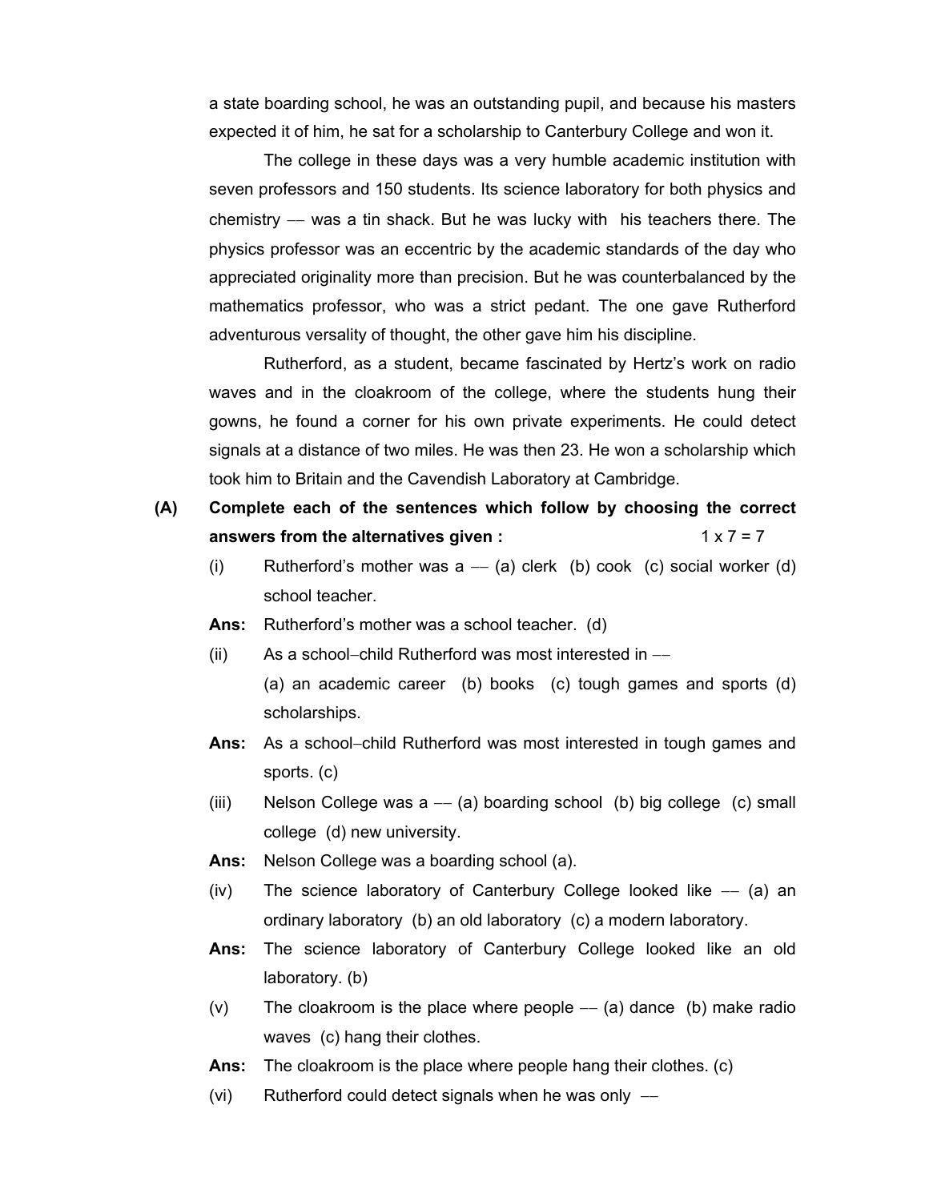a state boarding school, he was an outstanding pupil, and because his masters expected it of him, he sat for a scholarship to Canterbury College and won it.

The college in these days was a very humble academic institution with seven professors and 150 students. Its science laboratory for both physics and chemistry –– was a tin shack. But he was lucky with his teachers there. The physics professor was an eccentric by the academic standards of the day who appreciated originality more than precision. But he was counterbalanced by the mathematics professor, who was a strict pedant. The one gave Rutherford adventurous versality of thought, the other gave him his discipline.

Rutherford, as a student, became fascinated by Hertz's work on radio waves and in the cloakroom of the college, where the students hung their gowns, he found a corner for his own private experiments. He could detect signals at a distance of two miles. He was then 23. He won a scholarship which took him to Britain and the Cavendish Laboratory at Cambridge.

**(A) Complete each of the sentences which follow by choosing the correct answers from the alternatives given :** 1 x 7 = 7

(i) Rutherford's mother was a –– (a) clerk (b) cook (c) social worker (d) school teacher.

**Ans:** Rutherford's mother was a school teacher. (d)

(ii) As a school–child Rutherford was most interested in ––
(a) an academic career (b) books (c) tough games and sports (d) scholarships.

**Ans:** As a school–child Rutherford was most interested in tough games and sports. (c)

(iii) Nelson College was a –– (a) boarding school (b) big college (c) small college (d) new university.

**Ans:** Nelson College was a boarding school (a).

(iv) The science laboratory of Canterbury College looked like –– (a) an ordinary laboratory (b) an old laboratory (c) a modern laboratory.

**Ans:** The science laboratory of Canterbury College looked like an old laboratory. (b)

(v) The cloakroom is the place where people –– (a) dance (b) make radio waves (c) hang their clothes.

**Ans:** The cloakroom is the place where people hang their clothes. (c)

(vi) Rutherford could detect signals when he was only ––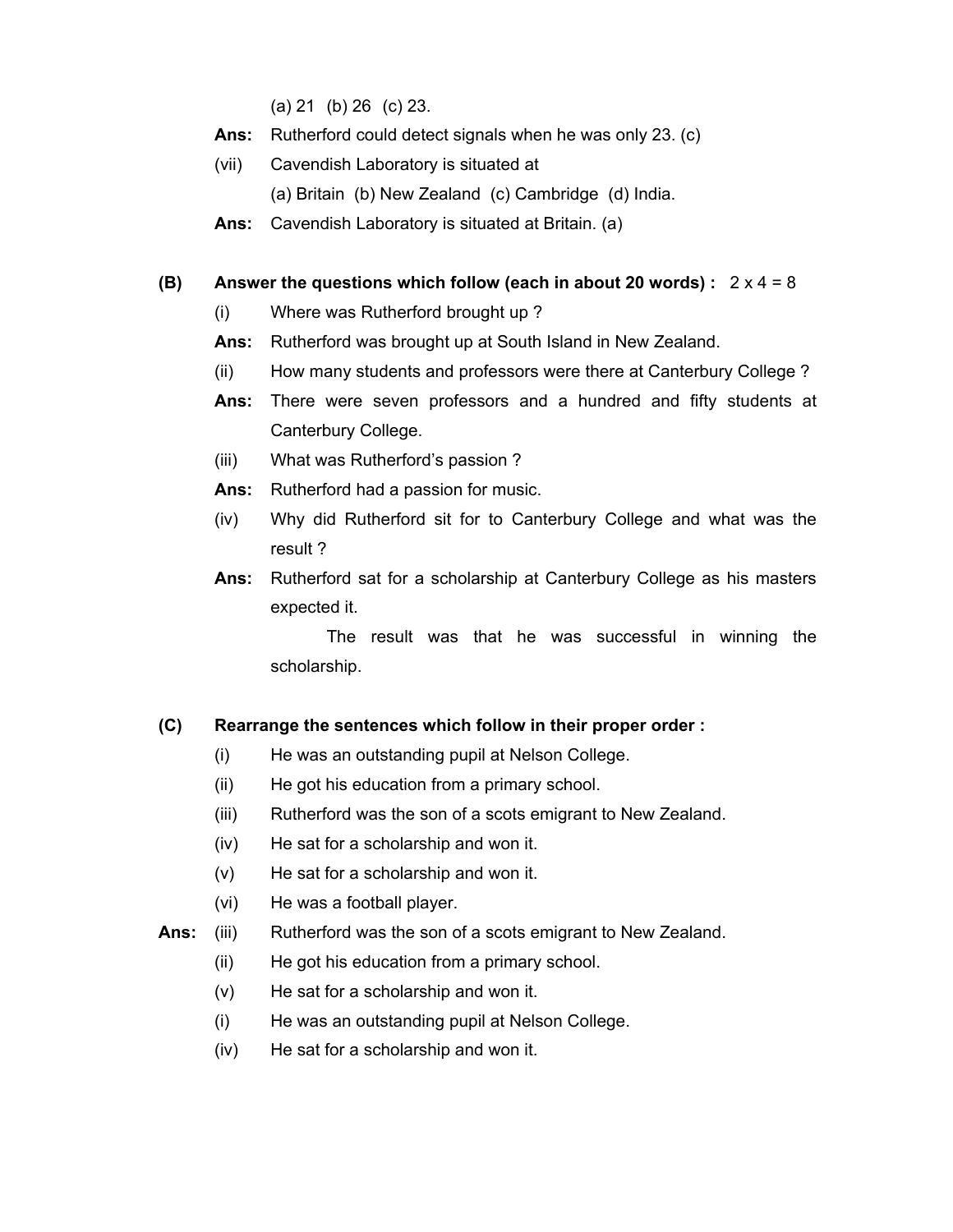(a) 21 (b) 26 (c) 23.

**Ans:** Rutherford could detect signals when he was only 23. (c)

(vii) Cavendish Laboratory is situated at

(a) Britain (b) New Zealand (c) Cambridge (d) India.

**Ans:** Cavendish Laboratory is situated at Britain. (a)

**(B) Answer the questions which follow (each in about 20 words) :** 2 x 4 = 8

(i) Where was Rutherford brought up ?

**Ans:** Rutherford was brought up at South Island in New Zealand.

(ii) How many students and professors were there at Canterbury College ?

**Ans:** There were seven professors and a hundred and fifty students at Canterbury College.

(iii) What was Rutherford's passion ?

**Ans:** Rutherford had a passion for music.

(iv) Why did Rutherford sit for to Canterbury College and what was the result ?

**Ans:** Rutherford sat for a scholarship at Canterbury College as his masters expected it.

The result was that he was successful in winning the scholarship.

**(C) Rearrange the sentences which follow in their proper order :**

(i) He was an outstanding pupil at Nelson College.

(ii) He got his education from a primary school.

(iii) Rutherford was the son of a scots emigrant to New Zealand.

(iv) He sat for a scholarship and won it.

(v) He sat for a scholarship and won it.

(vi) He was a football player.

**Ans:** (iii) Rutherford was the son of a scots emigrant to New Zealand.

(ii) He got his education from a primary school.

(v) He sat for a scholarship and won it.

(i) He was an outstanding pupil at Nelson College.

(iv) He sat for a scholarship and won it.